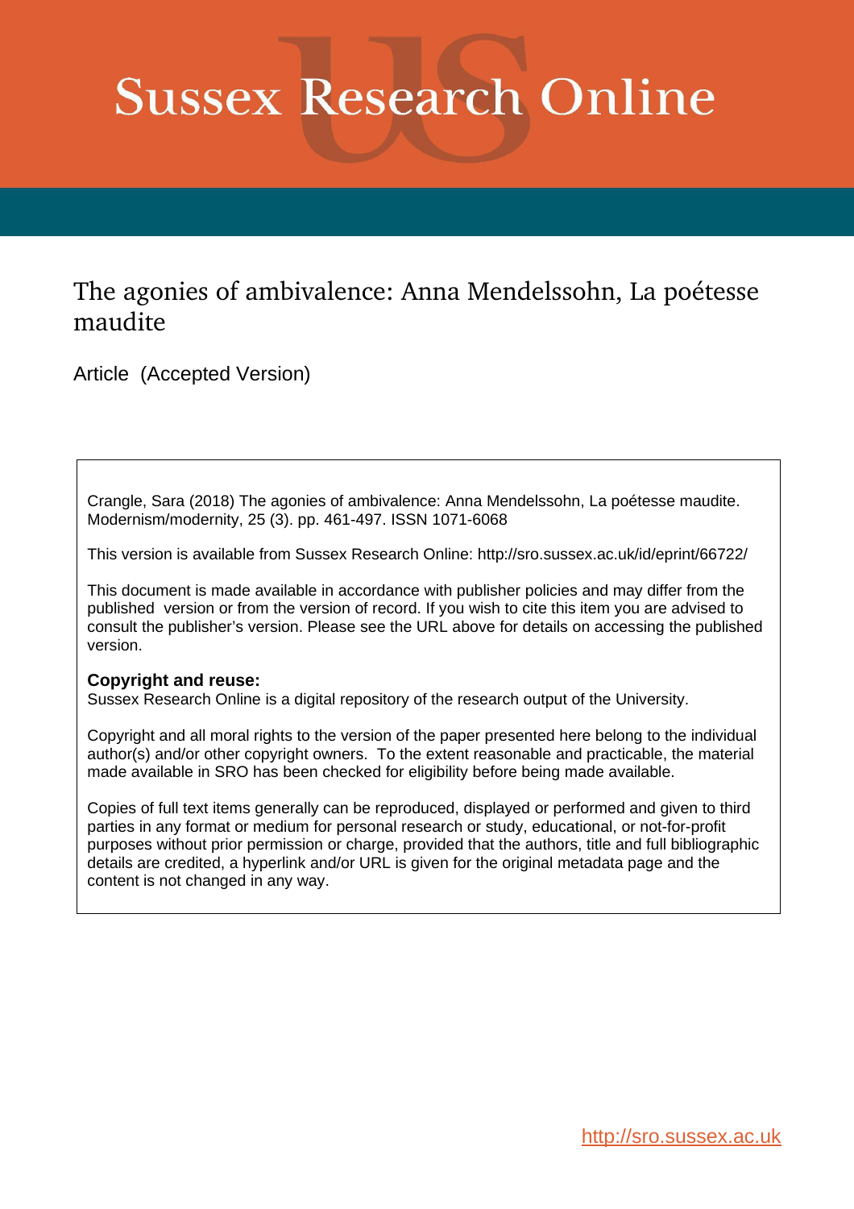# Sussex Research Online

## The agonies of ambivalence: Anna Mendelssohn, La poétesse maudite

Article (Accepted Version)

Crangle, Sara (2018) The agonies of ambivalence: Anna Mendelssohn, La poétesse maudite. Modernism/modernity, 25 (3). pp. 461-497. ISSN 1071-6068

This version is available from Sussex Research Online: http://sro.sussex.ac.uk/id/eprint/66722/

This document is made available in accordance with publisher policies and may differ from the published version or from the version of record. If you wish to cite this item you are advised to consult the publisher's version. Please see the URL above for details on accessing the published version.

**Copyright and reuse:**
Sussex Research Online is a digital repository of the research output of the University.

Copyright and all moral rights to the version of the paper presented here belong to the individual author(s) and/or other copyright owners. To the extent reasonable and practicable, the material made available in SRO has been checked for eligibility before being made available.

Copies of full text items generally can be reproduced, displayed or performed and given to third parties in any format or medium for personal research or study, educational, or not-for-profit purposes without prior permission or charge, provided that the authors, title and full bibliographic details are credited, a hyperlink and/or URL is given for the original metadata page and the content is not changed in any way.

http://sro.sussex.ac.uk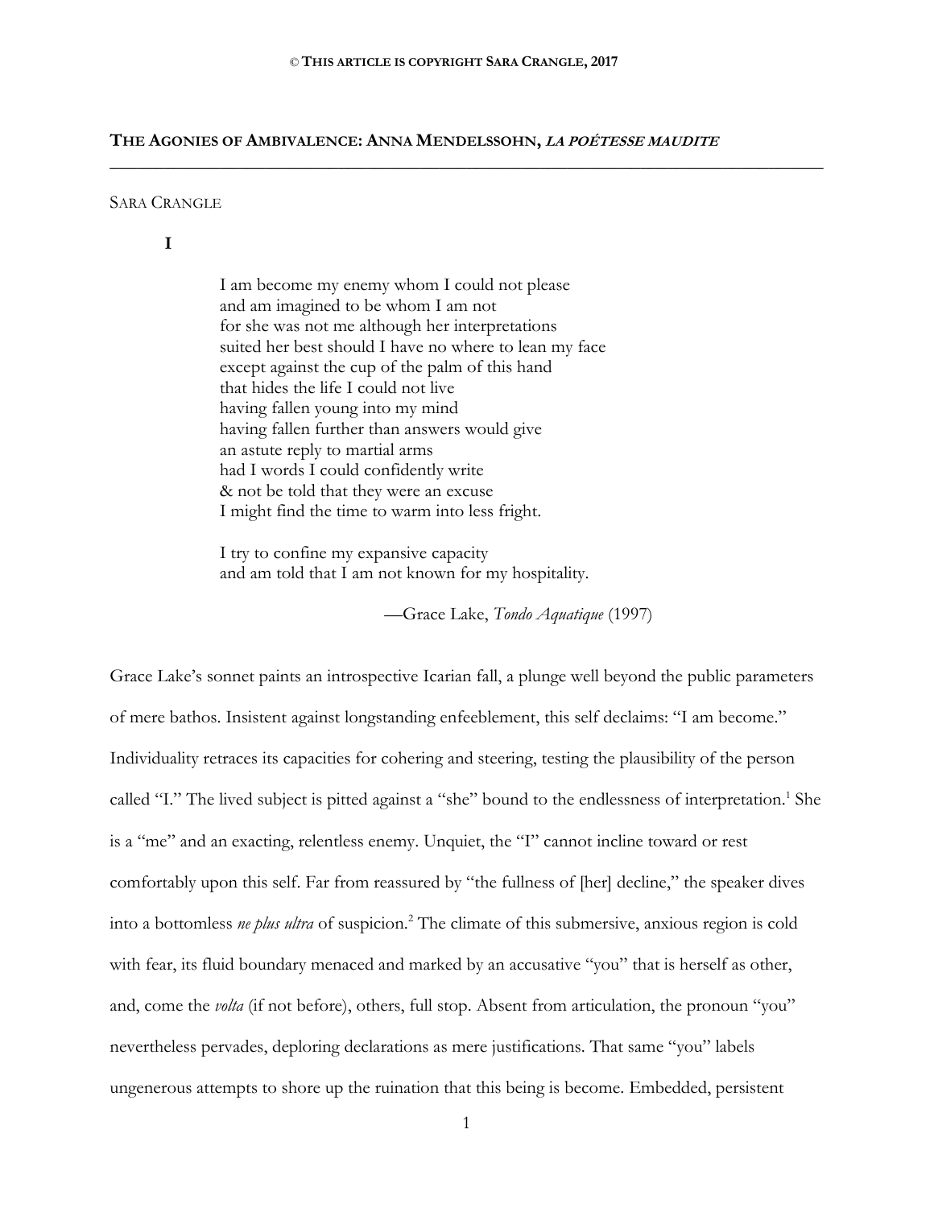# THE AGONIES OF AMBIVALENCE: ANNA MENDELSSOHN, *LA POÉTESSE MAUDITE*

SARA CRANGLE

**I**

> I am become my enemy whom I could not please
> and am imagined to be whom I am not
> for she was not me although her interpretations
> suited her best should I have no where to lean my face
> except against the cup of the palm of this hand
> that hides the life I could not live
> having fallen young into my mind
> having fallen further than answers would give
> an astute reply to martial arms
> had I words I could confidently write
> & not be told that they were an excuse
> I might find the time to warm into less fright.
>
> I try to confine my expansive capacity
> and am told that I am not known for my hospitality.
>
> —Grace Lake, *Tondo Aquatique* (1997)

Grace Lake's sonnet paints an introspective Icarian fall, a plunge well beyond the public parameters of mere bathos. Insistent against longstanding enfeeblement, this self declaims: "I am become." Individuality retraces its capacities for cohering and steering, testing the plausibility of the person called "I." The lived subject is pitted against a "she" bound to the endlessness of interpretation.[1] She is a "me" and an exacting, relentless enemy. Unquiet, the "I" cannot incline toward or rest comfortably upon this self. Far from reassured by "the fullness of [her] decline," the speaker dives into a bottomless *ne plus ultra* of suspicion.[2] The climate of this submersive, anxious region is cold with fear, its fluid boundary menaced and marked by an accusative "you" that is herself as other, and, come the *volta* (if not before), others, full stop. Absent from articulation, the pronoun "you" nevertheless pervades, deploring declarations as mere justifications. That same "you" labels ungenerous attempts to shore up the ruination that this being is become. Embedded, persistent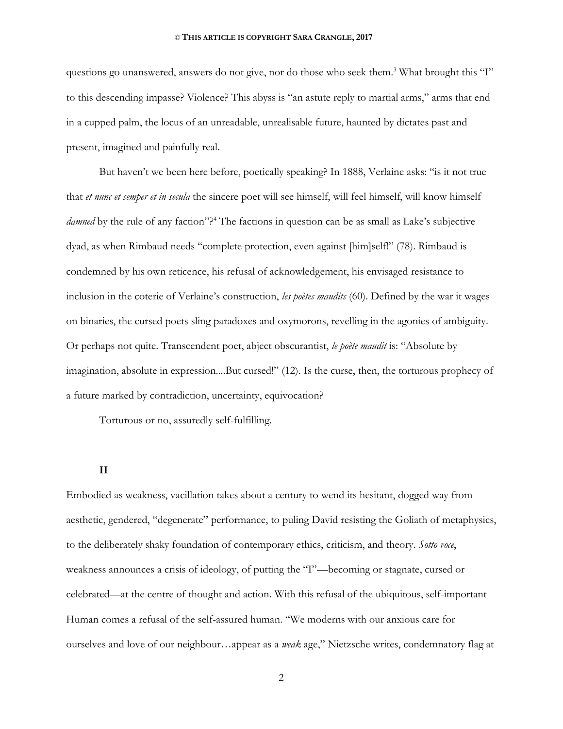questions go unanswered, answers do not give, nor do those who seek them.[3] What brought this "I" to this descending impasse? Violence? This abyss is "an astute reply to martial arms," arms that end in a cupped palm, the locus of an unreadable, unrealisable future, haunted by dictates past and present, imagined and painfully real.

But haven't we been here before, poetically speaking? In 1888, Verlaine asks: "is it not true that *et nunc et semper et in secula* the sincere poet will see himself, will feel himself, will know himself *damned* by the rule of any faction"?[4] The factions in question can be as small as Lake's subjective dyad, as when Rimbaud needs "complete protection, even against [him]self!" (78). Rimbaud is condemned by his own reticence, his refusal of acknowledgement, his envisaged resistance to inclusion in the coterie of Verlaine's construction, *les poètes maudits* (60). Defined by the war it wages on binaries, the cursed poets sling paradoxes and oxymorons, revelling in the agonies of ambiguity. Or perhaps not quite. Transcendent poet, abject obscurantist, *le poète maudit* is: "Absolute by imagination, absolute in expression....But cursed!" (12). Is the curse, then, the torturous prophecy of a future marked by contradiction, uncertainty, equivocation?

Torturous or no, assuredly self-fulfilling.

## II

Embodied as weakness, vacillation takes about a century to wend its hesitant, dogged way from aesthetic, gendered, "degenerate" performance, to puling David resisting the Goliath of metaphysics, to the deliberately shaky foundation of contemporary ethics, criticism, and theory. *Sotto voce*, weakness announces a crisis of ideology, of putting the "I"—becoming or stagnate, cursed or celebrated—at the centre of thought and action. With this refusal of the ubiquitous, self-important Human comes a refusal of the self-assured human. "We moderns with our anxious care for ourselves and love of our neighbour…appear as a *weak* age," Nietzsche writes, condemnatory flag at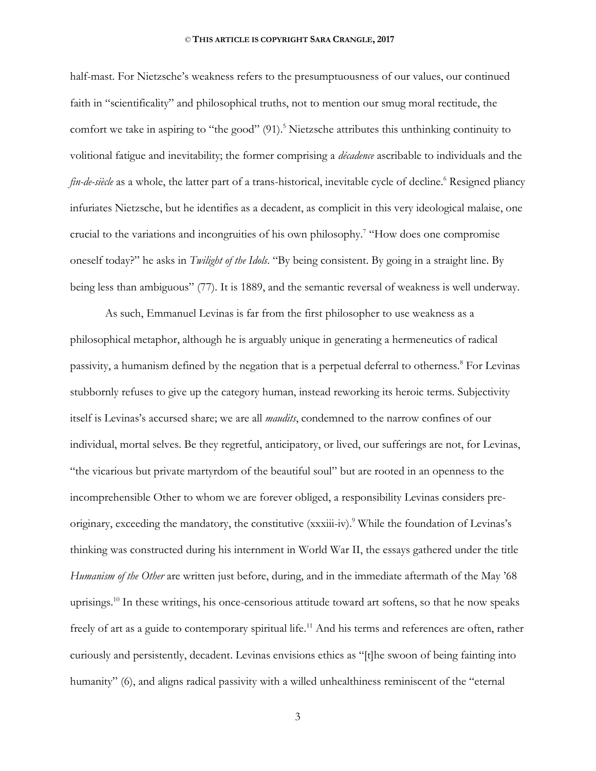half-mast. For Nietzsche's weakness refers to the presumptuousness of our values, our continued faith in "scientificality" and philosophical truths, not to mention our smug moral rectitude, the comfort we take in aspiring to "the good" (91).[5] Nietzsche attributes this unthinking continuity to volitional fatigue and inevitability; the former comprising a *décadence* ascribable to individuals and the *fin-de-siècle* as a whole, the latter part of a trans-historical, inevitable cycle of decline.[6] Resigned pliancy infuriates Nietzsche, but he identifies as a decadent, as complicit in this very ideological malaise, one crucial to the variations and incongruities of his own philosophy.[7] "How does one compromise oneself today?" he asks in *Twilight of the Idols*. "By being consistent. By going in a straight line. By being less than ambiguous" (77). It is 1889, and the semantic reversal of weakness is well underway.

As such, Emmanuel Levinas is far from the first philosopher to use weakness as a philosophical metaphor, although he is arguably unique in generating a hermeneutics of radical passivity, a humanism defined by the negation that is a perpetual deferral to otherness.[8] For Levinas stubbornly refuses to give up the category human, instead reworking its heroic terms. Subjectivity itself is Levinas's accursed share; we are all *maudits*, condemned to the narrow confines of our individual, mortal selves. Be they regretful, anticipatory, or lived, our sufferings are not, for Levinas, "the vicarious but private martyrdom of the beautiful soul" but are rooted in an openness to the incomprehensible Other to whom we are forever obliged, a responsibility Levinas considers pre-originary, exceeding the mandatory, the constitutive (xxxiii-iv).[9] While the foundation of Levinas's thinking was constructed during his internment in World War II, the essays gathered under the title *Humanism of the Other* are written just before, during, and in the immediate aftermath of the May '68 uprisings.[10] In these writings, his once-censorious attitude toward art softens, so that he now speaks freely of art as a guide to contemporary spiritual life.[11] And his terms and references are often, rather curiously and persistently, decadent. Levinas envisions ethics as "[t]he swoon of being fainting into humanity" (6), and aligns radical passivity with a willed unhealthiness reminiscent of the "eternal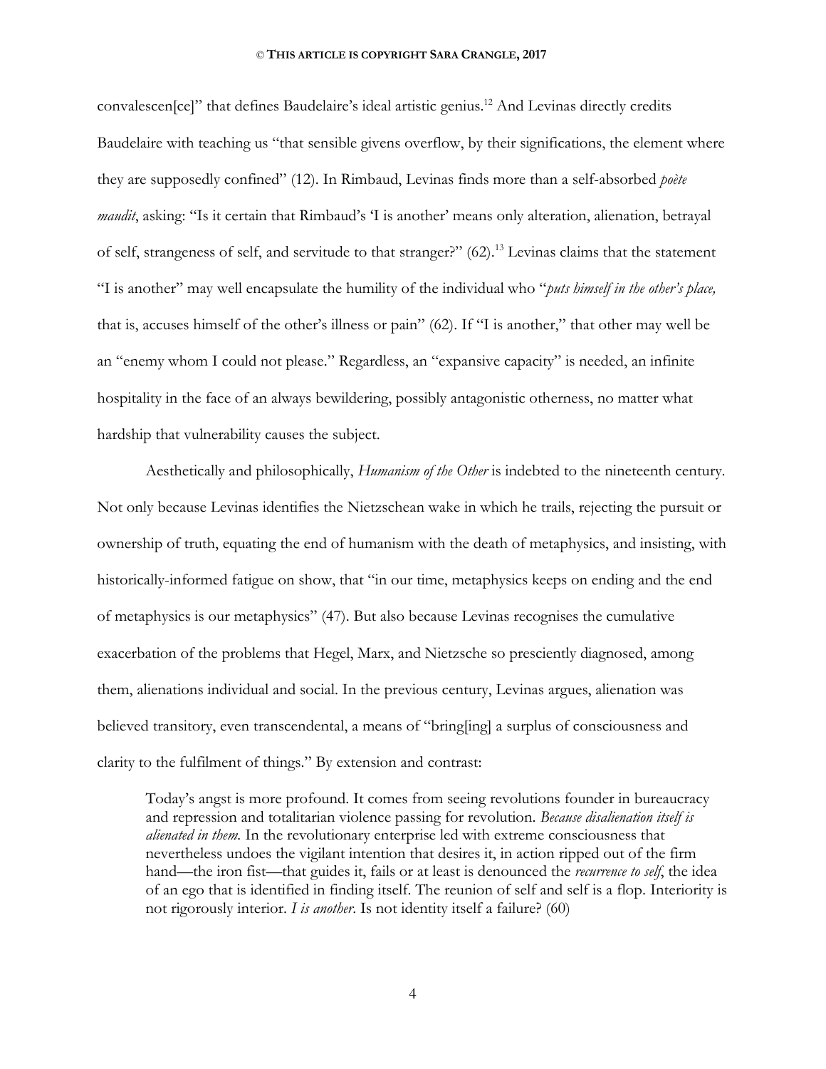convalescen[ce]" that defines Baudelaire's ideal artistic genius.[12] And Levinas directly credits Baudelaire with teaching us "that sensible givens overflow, by their significations, the element where they are supposedly confined" (12). In Rimbaud, Levinas finds more than a self-absorbed *poète maudit*, asking: "Is it certain that Rimbaud's 'I is another' means only alteration, alienation, betrayal of self, strangeness of self, and servitude to that stranger?" (62).[13] Levinas claims that the statement "I is another" may well encapsulate the humility of the individual who "*puts himself in the other's place,* that is, accuses himself of the other's illness or pain" (62). If "I is another," that other may well be an "enemy whom I could not please." Regardless, an "expansive capacity" is needed, an infinite hospitality in the face of an always bewildering, possibly antagonistic otherness, no matter what hardship that vulnerability causes the subject.

Aesthetically and philosophically, *Humanism of the Other* is indebted to the nineteenth century. Not only because Levinas identifies the Nietzschean wake in which he trails, rejecting the pursuit or ownership of truth, equating the end of humanism with the death of metaphysics, and insisting, with historically-informed fatigue on show, that "in our time, metaphysics keeps on ending and the end of metaphysics is our metaphysics" (47). But also because Levinas recognises the cumulative exacerbation of the problems that Hegel, Marx, and Nietzsche so presciently diagnosed, among them, alienations individual and social. In the previous century, Levinas argues, alienation was believed transitory, even transcendental, a means of "bring[ing] a surplus of consciousness and clarity to the fulfilment of things." By extension and contrast:

> Today's angst is more profound. It comes from seeing revolutions founder in bureaucracy and repression and totalitarian violence passing for revolution. *Because disalienation itself is alienated in them.* In the revolutionary enterprise led with extreme consciousness that nevertheless undoes the vigilant intention that desires it, in action ripped out of the firm hand—the iron fist—that guides it, fails or at least is denounced the *recurrence to self*, the idea of an ego that is identified in finding itself. The reunion of self and self is a flop. Interiority is not rigorously interior. *I is another*. Is not identity itself a failure? (60)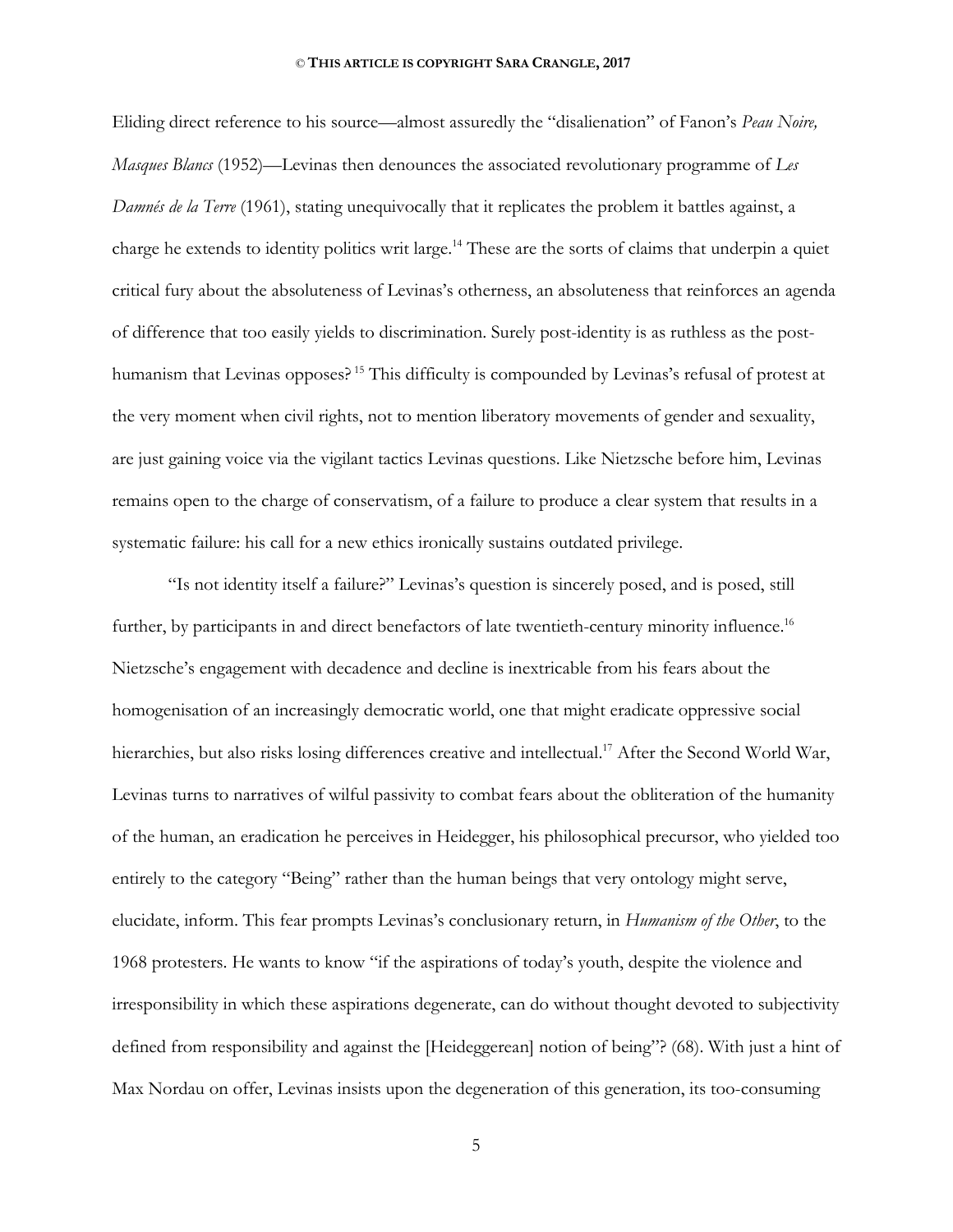Eliding direct reference to his source—almost assuredly the "disalienation" of Fanon's *Peau Noire, Masques Blancs* (1952)—Levinas then denounces the associated revolutionary programme of *Les Damnés de la Terre* (1961), stating unequivocally that it replicates the problem it battles against, a charge he extends to identity politics writ large.[14] These are the sorts of claims that underpin a quiet critical fury about the absoluteness of Levinas's otherness, an absoluteness that reinforces an agenda of difference that too easily yields to discrimination. Surely post-identity is as ruthless as the post-humanism that Levinas opposes?[15] This difficulty is compounded by Levinas's refusal of protest at the very moment when civil rights, not to mention liberatory movements of gender and sexuality, are just gaining voice via the vigilant tactics Levinas questions. Like Nietzsche before him, Levinas remains open to the charge of conservatism, of a failure to produce a clear system that results in a systematic failure: his call for a new ethics ironically sustains outdated privilege.

"Is not identity itself a failure?" Levinas's question is sincerely posed, and is posed, still further, by participants in and direct benefactors of late twentieth-century minority influence.[16] Nietzsche's engagement with decadence and decline is inextricable from his fears about the homogenisation of an increasingly democratic world, one that might eradicate oppressive social hierarchies, but also risks losing differences creative and intellectual.[17] After the Second World War, Levinas turns to narratives of wilful passivity to combat fears about the obliteration of the humanity of the human, an eradication he perceives in Heidegger, his philosophical precursor, who yielded too entirely to the category "Being" rather than the human beings that very ontology might serve, elucidate, inform. This fear prompts Levinas's conclusionary return, in *Humanism of the Other*, to the 1968 protesters. He wants to know "if the aspirations of today's youth, despite the violence and irresponsibility in which these aspirations degenerate, can do without thought devoted to subjectivity defined from responsibility and against the [Heideggerean] notion of being"? (68). With just a hint of Max Nordau on offer, Levinas insists upon the degeneration of this generation, its too-consuming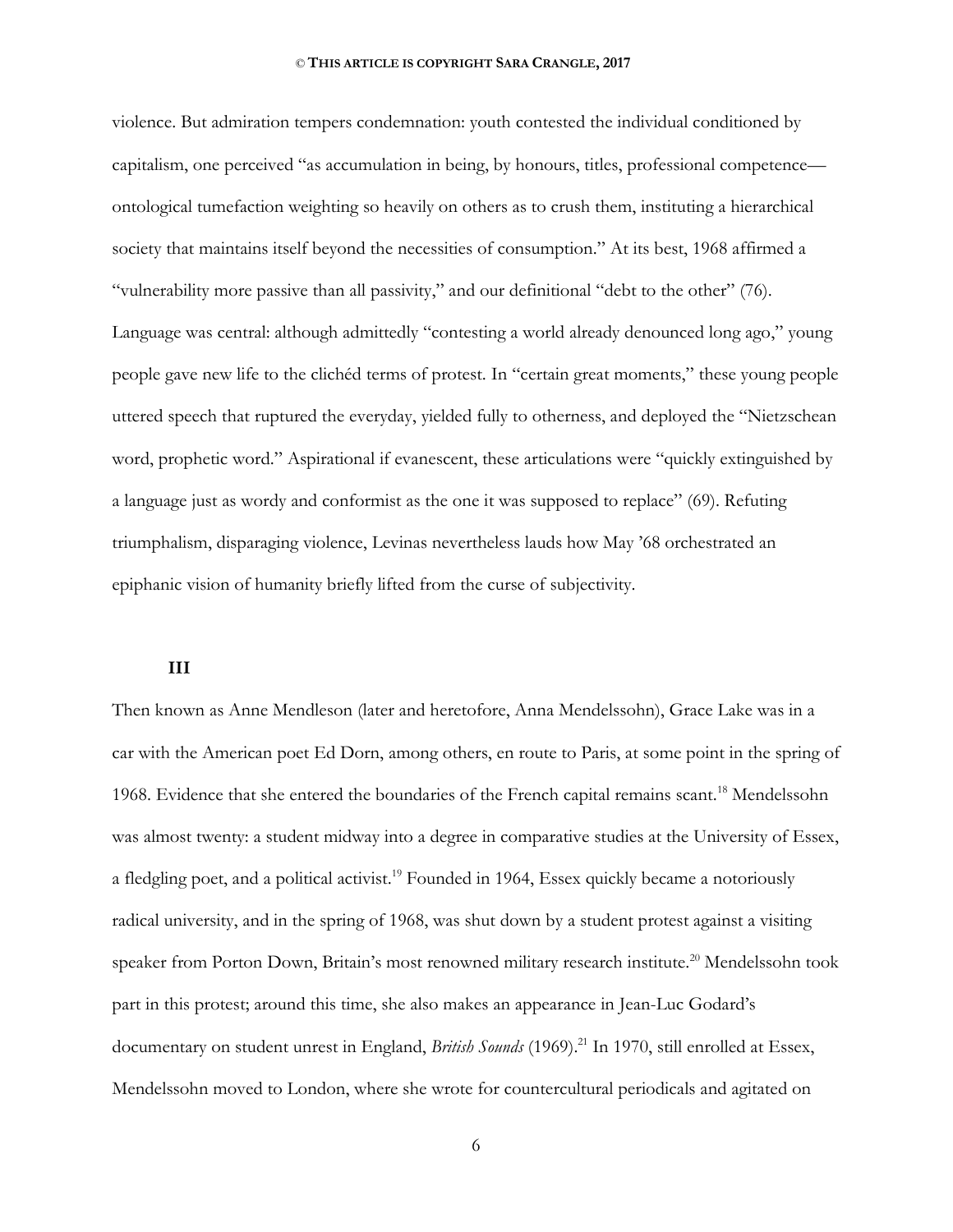violence. But admiration tempers condemnation: youth contested the individual conditioned by capitalism, one perceived "as accumulation in being, by honours, titles, professional competence—ontological tumefaction weighting so heavily on others as to crush them, instituting a hierarchical society that maintains itself beyond the necessities of consumption." At its best, 1968 affirmed a "vulnerability more passive than all passivity," and our definitional "debt to the other" (76). Language was central: although admittedly "contesting a world already denounced long ago," young people gave new life to the clichéd terms of protest. In "certain great moments," these young people uttered speech that ruptured the everyday, yielded fully to otherness, and deployed the "Nietzschean word, prophetic word." Aspirational if evanescent, these articulations were "quickly extinguished by a language just as wordy and conformist as the one it was supposed to replace" (69). Refuting triumphalism, disparaging violence, Levinas nevertheless lauds how May '68 orchestrated an epiphanic vision of humanity briefly lifted from the curse of subjectivity.

## III

Then known as Anne Mendleson (later and heretofore, Anna Mendelssohn), Grace Lake was in a car with the American poet Ed Dorn, among others, en route to Paris, at some point in the spring of 1968. Evidence that she entered the boundaries of the French capital remains scant.[18] Mendelssohn was almost twenty: a student midway into a degree in comparative studies at the University of Essex, a fledgling poet, and a political activist.[19] Founded in 1964, Essex quickly became a notoriously radical university, and in the spring of 1968, was shut down by a student protest against a visiting speaker from Porton Down, Britain's most renowned military research institute.[20] Mendelssohn took part in this protest; around this time, she also makes an appearance in Jean-Luc Godard's documentary on student unrest in England, *British Sounds* (1969).[21] In 1970, still enrolled at Essex, Mendelssohn moved to London, where she wrote for countercultural periodicals and agitated on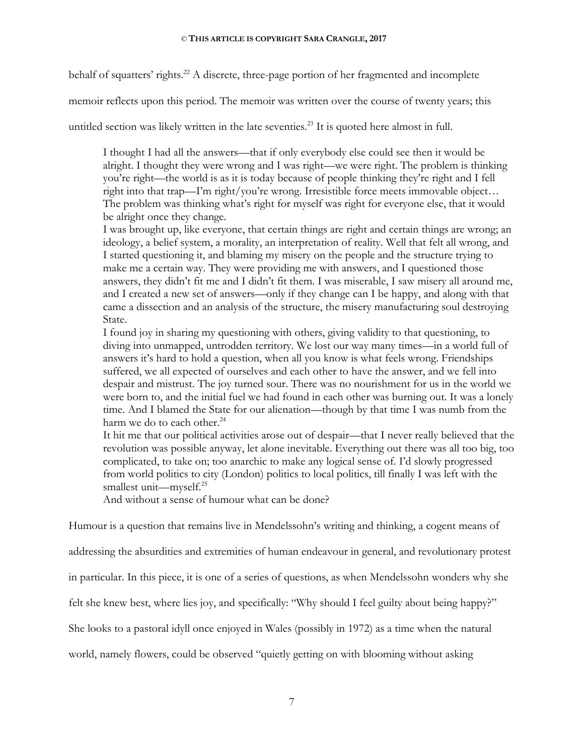behalf of squatters' rights.[22] A discrete, three-page portion of her fragmented and incomplete memoir reflects upon this period. The memoir was written over the course of twenty years; this untitled section was likely written in the late seventies.[23] It is quoted here almost in full.

> I thought I had all the answers—that if only everybody else could see then it would be alright. I thought they were wrong and I was right—we were right. The problem is thinking you're right—the world is as it is today because of people thinking they're right and I fell right into that trap—I'm right/you're wrong. Irresistible force meets immovable object… The problem was thinking what's right for myself was right for everyone else, that it would be alright once they change.
>
> I was brought up, like everyone, that certain things are right and certain things are wrong; an ideology, a belief system, a morality, an interpretation of reality. Well that felt all wrong, and I started questioning it, and blaming my misery on the people and the structure trying to make me a certain way. They were providing me with answers, and I questioned those answers, they didn't fit me and I didn't fit them. I was miserable, I saw misery all around me, and I created a new set of answers—only if they change can I be happy, and along with that came a dissection and an analysis of the structure, the misery manufacturing soul destroying State.
>
> I found joy in sharing my questioning with others, giving validity to that questioning, to diving into unmapped, untrodden territory. We lost our way many times—in a world full of answers it's hard to hold a question, when all you know is what feels wrong. Friendships suffered, we all expected of ourselves and each other to have the answer, and we fell into despair and mistrust. The joy turned sour. There was no nourishment for us in the world we were born to, and the initial fuel we had found in each other was burning out. It was a lonely time. And I blamed the State for our alienation—though by that time I was numb from the harm we do to each other.[24]
>
> It hit me that our political activities arose out of despair—that I never really believed that the revolution was possible anyway, let alone inevitable. Everything out there was all too big, too complicated, to take on; too anarchic to make any logical sense of. I'd slowly progressed from world politics to city (London) politics to local politics, till finally I was left with the smallest unit—myself.[25]
>
> And without a sense of humour what can be done?

Humour is a question that remains live in Mendelssohn's writing and thinking, a cogent means of addressing the absurdities and extremities of human endeavour in general, and revolutionary protest in particular. In this piece, it is one of a series of questions, as when Mendelssohn wonders why she felt she knew best, where lies joy, and specifically: "Why should I feel guilty about being happy?" She looks to a pastoral idyll once enjoyed in Wales (possibly in 1972) as a time when the natural world, namely flowers, could be observed "quietly getting on with blooming without asking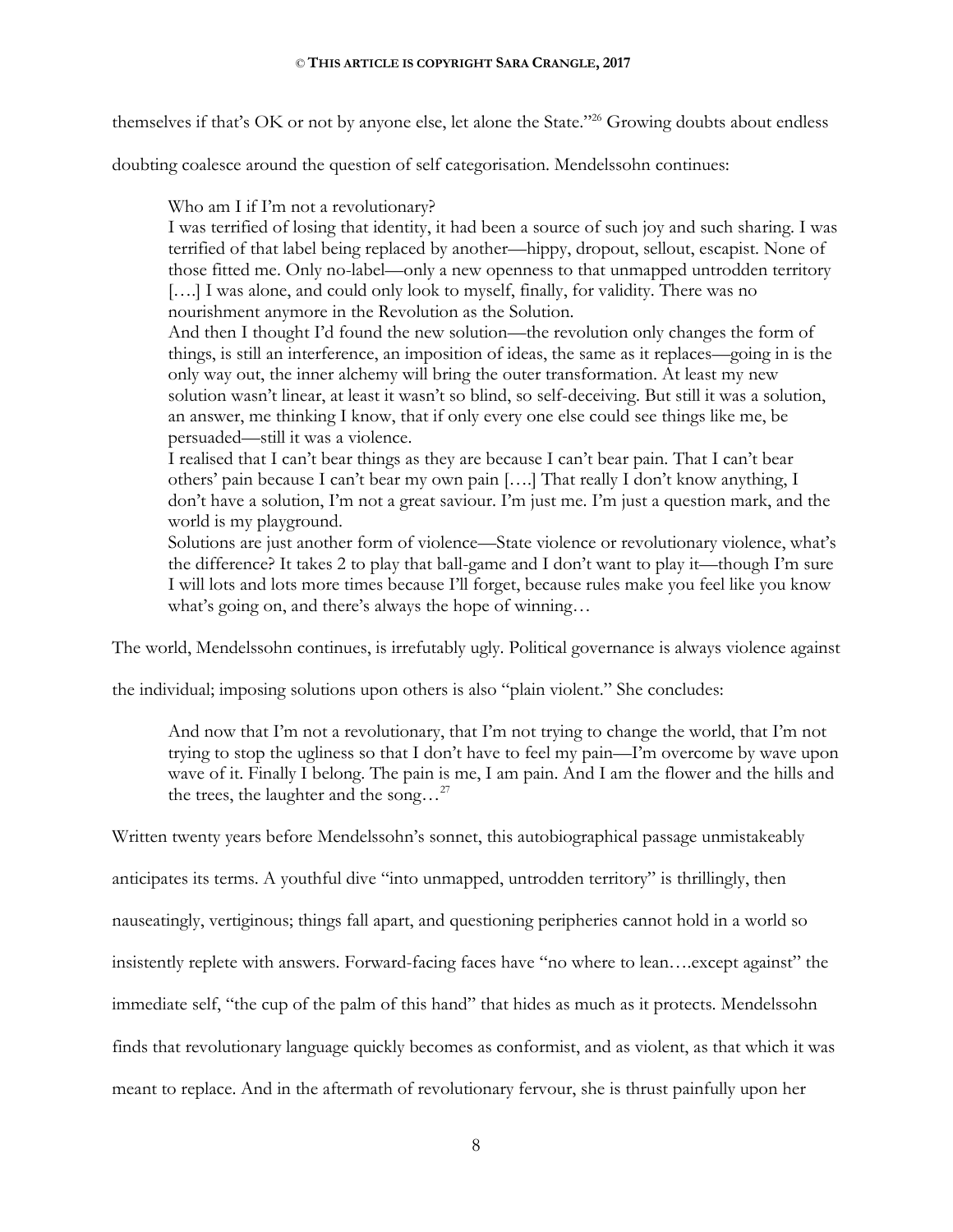themselves if that's OK or not by anyone else, let alone the State."[26] Growing doubts about endless doubting coalesce around the question of self categorisation. Mendelssohn continues:

> Who am I if I'm not a revolutionary?
>
> I was terrified of losing that identity, it had been a source of such joy and such sharing. I was terrified of that label being replaced by another—hippy, dropout, sellout, escapist. None of those fitted me. Only no-label—only a new openness to that unmapped untrodden territory [….] I was alone, and could only look to myself, finally, for validity. There was no nourishment anymore in the Revolution as the Solution.
>
> And then I thought I'd found the new solution—the revolution only changes the form of things, is still an interference, an imposition of ideas, the same as it replaces—going in is the only way out, the inner alchemy will bring the outer transformation. At least my new solution wasn't linear, at least it wasn't so blind, so self-deceiving. But still it was a solution, an answer, me thinking I know, that if only every one else could see things like me, be persuaded—still it was a violence.
>
> I realised that I can't bear things as they are because I can't bear pain. That I can't bear others' pain because I can't bear my own pain [….] That really I don't know anything, I don't have a solution, I'm not a great saviour. I'm just me. I'm just a question mark, and the world is my playground.
>
> Solutions are just another form of violence—State violence or revolutionary violence, what's the difference? It takes 2 to play that ball-game and I don't want to play it—though I'm sure I will lots and lots more times because I'll forget, because rules make you feel like you know what's going on, and there's always the hope of winning…

The world, Mendelssohn continues, is irrefutably ugly. Political governance is always violence against the individual; imposing solutions upon others is also "plain violent." She concludes:

> And now that I'm not a revolutionary, that I'm not trying to change the world, that I'm not trying to stop the ugliness so that I don't have to feel my pain—I'm overcome by wave upon wave of it. Finally I belong. The pain is me, I am pain. And I am the flower and the hills and the trees, the laughter and the song…[27]

Written twenty years before Mendelssohn's sonnet, this autobiographical passage unmistakeably anticipates its terms. A youthful dive "into unmapped, untrodden territory" is thrillingly, then nauseatingly, vertiginous; things fall apart, and questioning peripheries cannot hold in a world so insistently replete with answers. Forward-facing faces have "no where to lean….except against" the immediate self, "the cup of the palm of this hand" that hides as much as it protects. Mendelssohn finds that revolutionary language quickly becomes as conformist, and as violent, as that which it was meant to replace. And in the aftermath of revolutionary fervour, she is thrust painfully upon her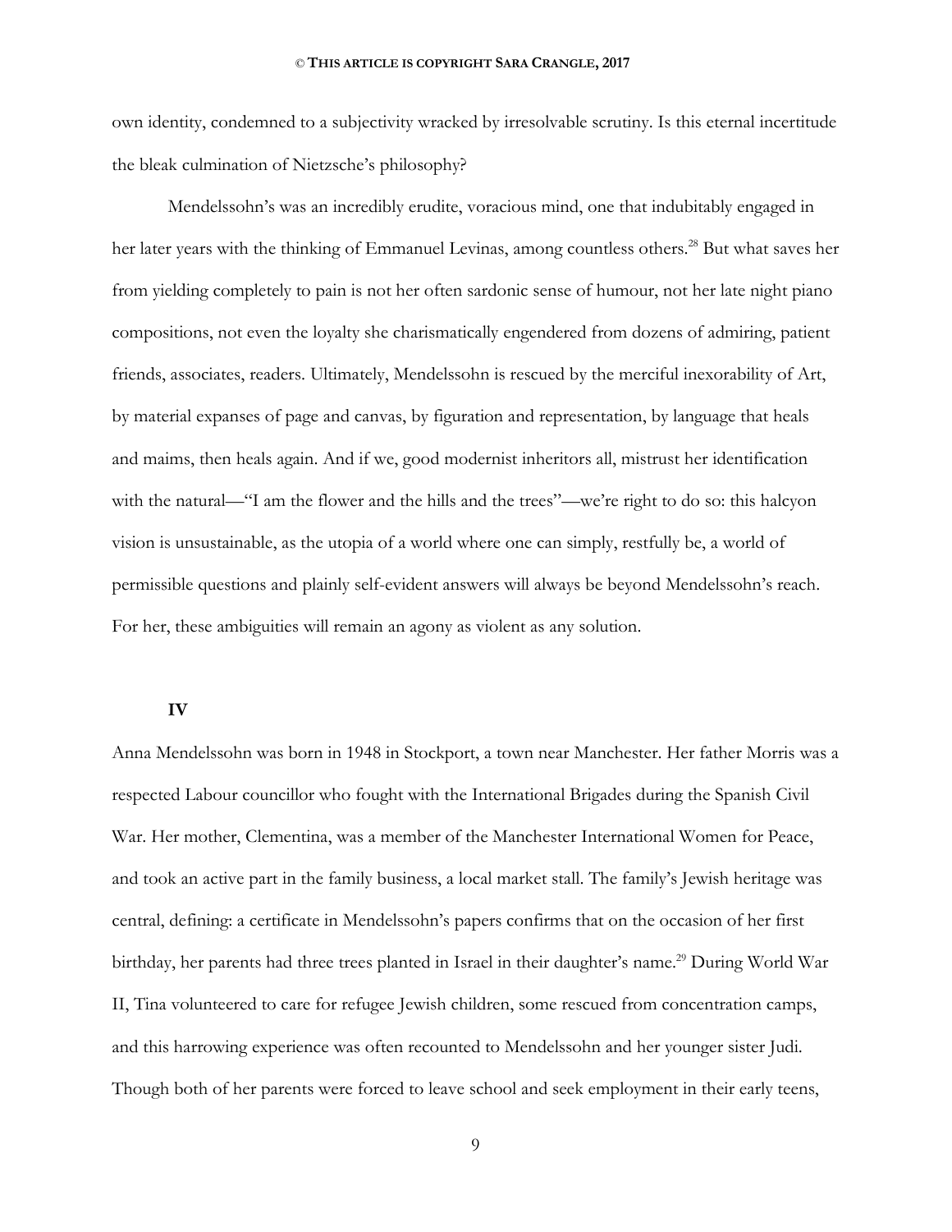own identity, condemned to a subjectivity wracked by irresolvable scrutiny. Is this eternal incertitude the bleak culmination of Nietzsche's philosophy?

Mendelssohn's was an incredibly erudite, voracious mind, one that indubitably engaged in her later years with the thinking of Emmanuel Levinas, among countless others.[28] But what saves her from yielding completely to pain is not her often sardonic sense of humour, not her late night piano compositions, not even the loyalty she charismatically engendered from dozens of admiring, patient friends, associates, readers. Ultimately, Mendelssohn is rescued by the merciful inexorability of Art, by material expanses of page and canvas, by figuration and representation, by language that heals and maims, then heals again. And if we, good modernist inheritors all, mistrust her identification with the natural—"I am the flower and the hills and the trees"—we're right to do so: this halcyon vision is unsustainable, as the utopia of a world where one can simply, restfully be, a world of permissible questions and plainly self-evident answers will always be beyond Mendelssohn's reach. For her, these ambiguities will remain an agony as violent as any solution.

## IV

Anna Mendelssohn was born in 1948 in Stockport, a town near Manchester. Her father Morris was a respected Labour councillor who fought with the International Brigades during the Spanish Civil War. Her mother, Clementina, was a member of the Manchester International Women for Peace, and took an active part in the family business, a local market stall. The family's Jewish heritage was central, defining: a certificate in Mendelssohn's papers confirms that on the occasion of her first birthday, her parents had three trees planted in Israel in their daughter's name.[29] During World War II, Tina volunteered to care for refugee Jewish children, some rescued from concentration camps, and this harrowing experience was often recounted to Mendelssohn and her younger sister Judi. Though both of her parents were forced to leave school and seek employment in their early teens,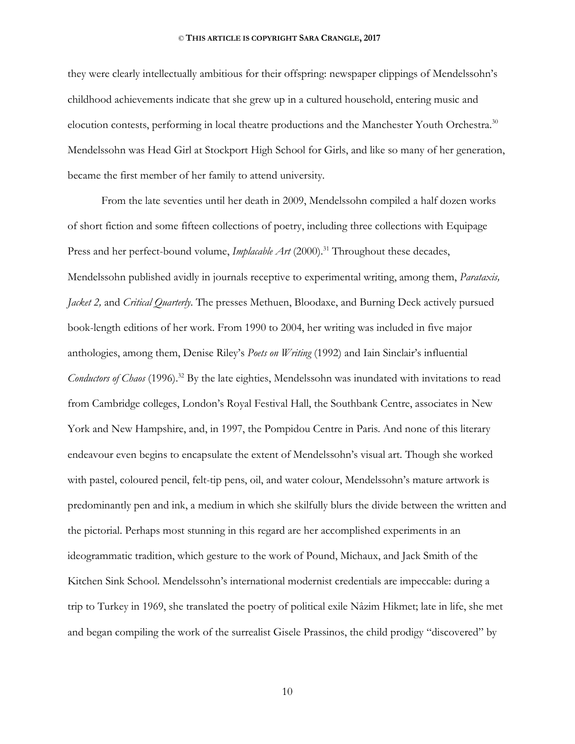they were clearly intellectually ambitious for their offspring: newspaper clippings of Mendelssohn's childhood achievements indicate that she grew up in a cultured household, entering music and elocution contests, performing in local theatre productions and the Manchester Youth Orchestra.[30] Mendelssohn was Head Girl at Stockport High School for Girls, and like so many of her generation, became the first member of her family to attend university.

From the late seventies until her death in 2009, Mendelssohn compiled a half dozen works of short fiction and some fifteen collections of poetry, including three collections with Equipage Press and her perfect-bound volume, *Implacable Art* (2000).[31] Throughout these decades, Mendelssohn published avidly in journals receptive to experimental writing, among them, *Parataxis, Jacket 2,* and *Critical Quarterly*. The presses Methuen, Bloodaxe, and Burning Deck actively pursued book-length editions of her work. From 1990 to 2004, her writing was included in five major anthologies, among them, Denise Riley's *Poets on Writing* (1992) and Iain Sinclair's influential *Conductors of Chaos* (1996).[32] By the late eighties, Mendelssohn was inundated with invitations to read from Cambridge colleges, London's Royal Festival Hall, the Southbank Centre, associates in New York and New Hampshire, and, in 1997, the Pompidou Centre in Paris. And none of this literary endeavour even begins to encapsulate the extent of Mendelssohn's visual art. Though she worked with pastel, coloured pencil, felt-tip pens, oil, and water colour, Mendelssohn's mature artwork is predominantly pen and ink, a medium in which she skilfully blurs the divide between the written and the pictorial. Perhaps most stunning in this regard are her accomplished experiments in an ideogrammatic tradition, which gesture to the work of Pound, Michaux, and Jack Smith of the Kitchen Sink School. Mendelssohn's international modernist credentials are impeccable: during a trip to Turkey in 1969, she translated the poetry of political exile Nâzim Hikmet; late in life, she met and began compiling the work of the surrealist Gisele Prassinos, the child prodigy "discovered" by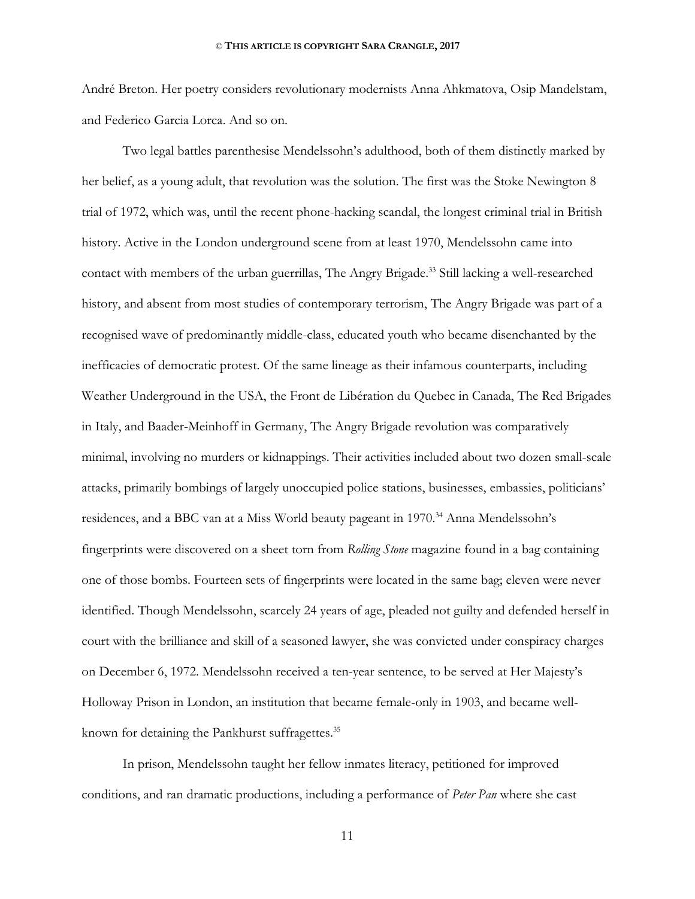André Breton. Her poetry considers revolutionary modernists Anna Ahkmatova, Osip Mandelstam, and Federico Garcia Lorca. And so on.

Two legal battles parenthesise Mendelssohn's adulthood, both of them distinctly marked by her belief, as a young adult, that revolution was the solution. The first was the Stoke Newington 8 trial of 1972, which was, until the recent phone-hacking scandal, the longest criminal trial in British history. Active in the London underground scene from at least 1970, Mendelssohn came into contact with members of the urban guerrillas, The Angry Brigade.[33] Still lacking a well-researched history, and absent from most studies of contemporary terrorism, The Angry Brigade was part of a recognised wave of predominantly middle-class, educated youth who became disenchanted by the inefficacies of democratic protest. Of the same lineage as their infamous counterparts, including Weather Underground in the USA, the Front de Libération du Quebec in Canada, The Red Brigades in Italy, and Baader-Meinhoff in Germany, The Angry Brigade revolution was comparatively minimal, involving no murders or kidnappings. Their activities included about two dozen small-scale attacks, primarily bombings of largely unoccupied police stations, businesses, embassies, politicians' residences, and a BBC van at a Miss World beauty pageant in 1970.[34] Anna Mendelssohn's fingerprints were discovered on a sheet torn from *Rolling Stone* magazine found in a bag containing one of those bombs. Fourteen sets of fingerprints were located in the same bag; eleven were never identified. Though Mendelssohn, scarcely 24 years of age, pleaded not guilty and defended herself in court with the brilliance and skill of a seasoned lawyer, she was convicted under conspiracy charges on December 6, 1972. Mendelssohn received a ten-year sentence, to be served at Her Majesty's Holloway Prison in London, an institution that became female-only in 1903, and became well-known for detaining the Pankhurst suffragettes.[35]

In prison, Mendelssohn taught her fellow inmates literacy, petitioned for improved conditions, and ran dramatic productions, including a performance of *Peter Pan* where she cast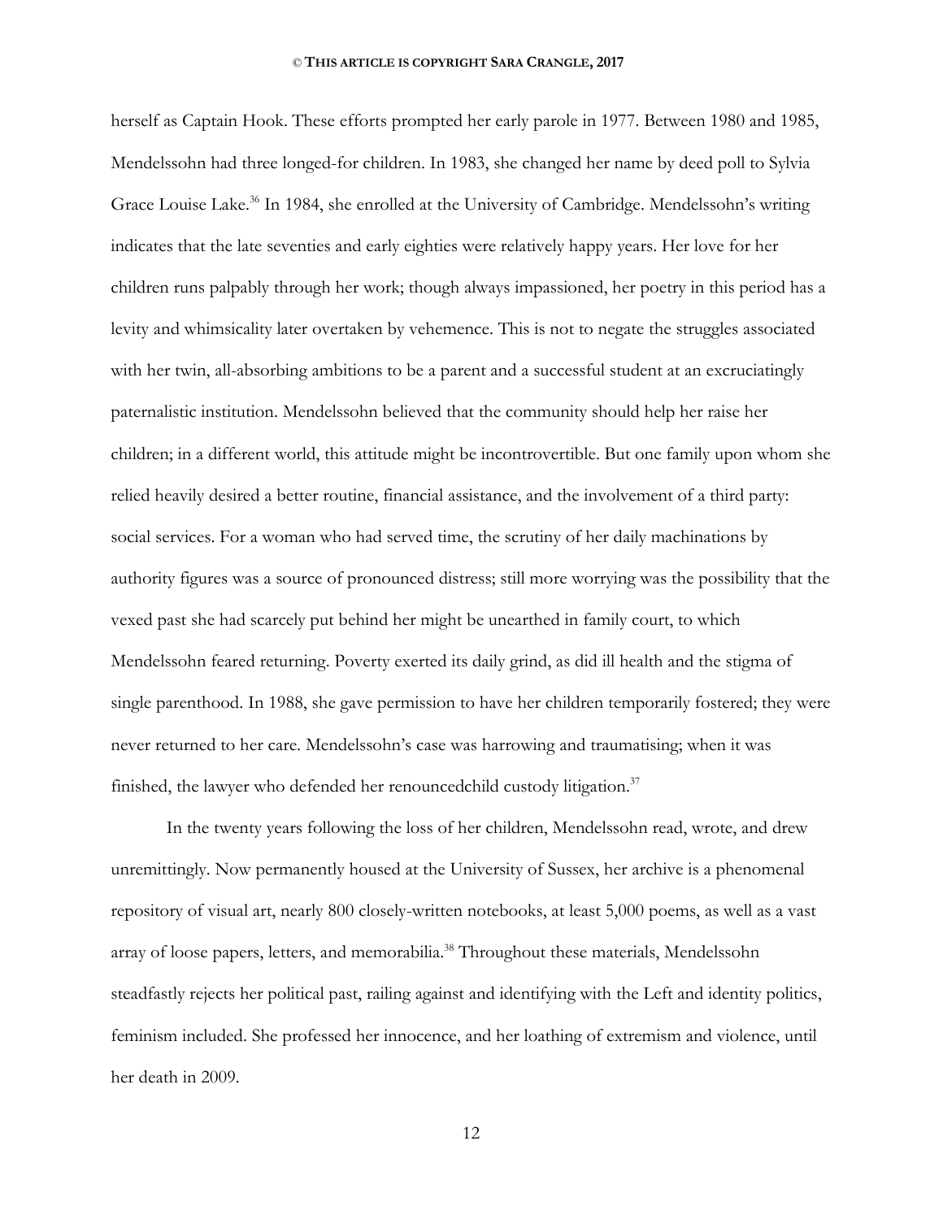herself as Captain Hook. These efforts prompted her early parole in 1977. Between 1980 and 1985, Mendelssohn had three longed-for children. In 1983, she changed her name by deed poll to Sylvia Grace Louise Lake.[36] In 1984, she enrolled at the University of Cambridge. Mendelssohn's writing indicates that the late seventies and early eighties were relatively happy years. Her love for her children runs palpably through her work; though always impassioned, her poetry in this period has a levity and whimsicality later overtaken by vehemence. This is not to negate the struggles associated with her twin, all-absorbing ambitions to be a parent and a successful student at an excruciatingly paternalistic institution. Mendelssohn believed that the community should help her raise her children; in a different world, this attitude might be incontrovertible. But one family upon whom she relied heavily desired a better routine, financial assistance, and the involvement of a third party: social services. For a woman who had served time, the scrutiny of her daily machinations by authority figures was a source of pronounced distress; still more worrying was the possibility that the vexed past she had scarcely put behind her might be unearthed in family court, to which Mendelssohn feared returning. Poverty exerted its daily grind, as did ill health and the stigma of single parenthood. In 1988, she gave permission to have her children temporarily fostered; they were never returned to her care. Mendelssohn's case was harrowing and traumatising; when it was finished, the lawyer who defended her renouncedchild custody litigation.[37]

In the twenty years following the loss of her children, Mendelssohn read, wrote, and drew unremittingly. Now permanently housed at the University of Sussex, her archive is a phenomenal repository of visual art, nearly 800 closely-written notebooks, at least 5,000 poems, as well as a vast array of loose papers, letters, and memorabilia.[38] Throughout these materials, Mendelssohn steadfastly rejects her political past, railing against and identifying with the Left and identity politics, feminism included. She professed her innocence, and her loathing of extremism and violence, until her death in 2009.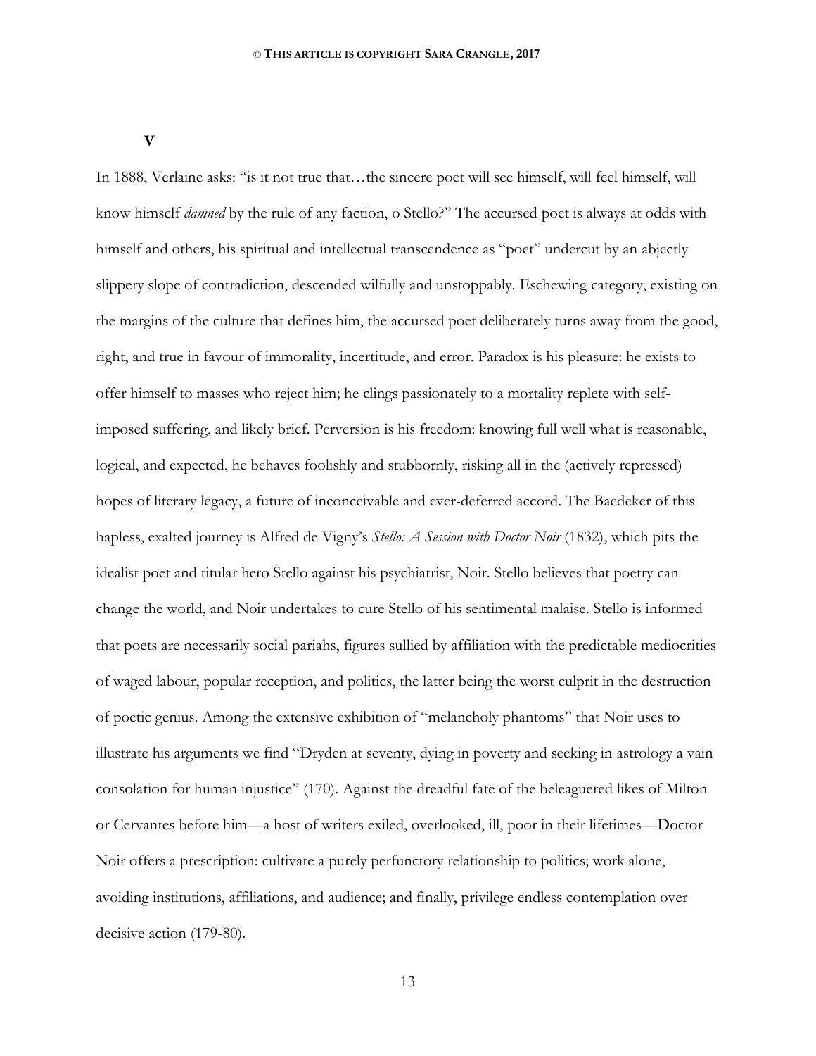## V

In 1888, Verlaine asks: "is it not true that…the sincere poet will see himself, will feel himself, will know himself *damned* by the rule of any faction, o Stello?" The accursed poet is always at odds with himself and others, his spiritual and intellectual transcendence as "poet" undercut by an abjectly slippery slope of contradiction, descended wilfully and unstoppably. Eschewing category, existing on the margins of the culture that defines him, the accursed poet deliberately turns away from the good, right, and true in favour of immorality, incertitude, and error. Paradox is his pleasure: he exists to offer himself to masses who reject him; he clings passionately to a mortality replete with self-imposed suffering, and likely brief. Perversion is his freedom: knowing full well what is reasonable, logical, and expected, he behaves foolishly and stubbornly, risking all in the (actively repressed) hopes of literary legacy, a future of inconceivable and ever-deferred accord. The Baedeker of this hapless, exalted journey is Alfred de Vigny's *Stello: A Session with Doctor Noir* (1832), which pits the idealist poet and titular hero Stello against his psychiatrist, Noir. Stello believes that poetry can change the world, and Noir undertakes to cure Stello of his sentimental malaise. Stello is informed that poets are necessarily social pariahs, figures sullied by affiliation with the predictable mediocrities of waged labour, popular reception, and politics, the latter being the worst culprit in the destruction of poetic genius. Among the extensive exhibition of "melancholy phantoms" that Noir uses to illustrate his arguments we find "Dryden at seventy, dying in poverty and seeking in astrology a vain consolation for human injustice" (170). Against the dreadful fate of the beleaguered likes of Milton or Cervantes before him—a host of writers exiled, overlooked, ill, poor in their lifetimes—Doctor Noir offers a prescription: cultivate a purely perfunctory relationship to politics; work alone, avoiding institutions, affiliations, and audience; and finally, privilege endless contemplation over decisive action (179-80).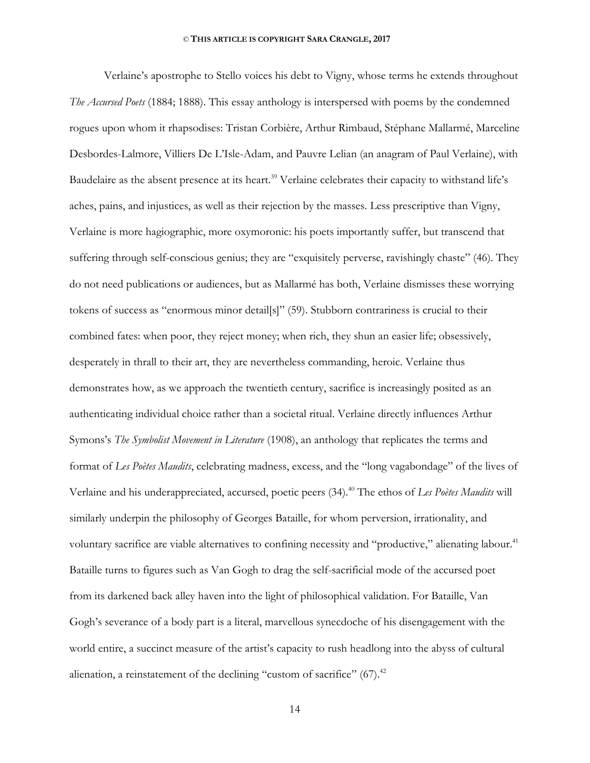Verlaine's apostrophe to Stello voices his debt to Vigny, whose terms he extends throughout *The Accursed Poets* (1884; 1888). This essay anthology is interspersed with poems by the condemned rogues upon whom it rhapsodises: Tristan Corbière, Arthur Rimbaud, Stéphane Mallarmé, Marceline Desbordes-Lalmore, Villiers De L'Isle-Adam, and Pauvre Lelian (an anagram of Paul Verlaine), with Baudelaire as the absent presence at its heart.[39] Verlaine celebrates their capacity to withstand life's aches, pains, and injustices, as well as their rejection by the masses. Less prescriptive than Vigny, Verlaine is more hagiographic, more oxymoronic: his poets importantly suffer, but transcend that suffering through self-conscious genius; they are "exquisitely perverse, ravishingly chaste" (46). They do not need publications or audiences, but as Mallarmé has both, Verlaine dismisses these worrying tokens of success as "enormous minor detail[s]" (59). Stubborn contrariness is crucial to their combined fates: when poor, they reject money; when rich, they shun an easier life; obsessively, desperately in thrall to their art, they are nevertheless commanding, heroic. Verlaine thus demonstrates how, as we approach the twentieth century, sacrifice is increasingly posited as an authenticating individual choice rather than a societal ritual. Verlaine directly influences Arthur Symons's *The Symbolist Movement in Literature* (1908), an anthology that replicates the terms and format of *Les Poètes Maudits*, celebrating madness, excess, and the "long vagabondage" of the lives of Verlaine and his underappreciated, accursed, poetic peers (34).[40] The ethos of *Les Poètes Maudits* will similarly underpin the philosophy of Georges Bataille, for whom perversion, irrationality, and voluntary sacrifice are viable alternatives to confining necessity and "productive," alienating labour.[41] Bataille turns to figures such as Van Gogh to drag the self-sacrificial mode of the accursed poet from its darkened back alley haven into the light of philosophical validation. For Bataille, Van Gogh's severance of a body part is a literal, marvellous synecdoche of his disengagement with the world entire, a succinct measure of the artist's capacity to rush headlong into the abyss of cultural alienation, a reinstatement of the declining "custom of sacrifice" (67).[42]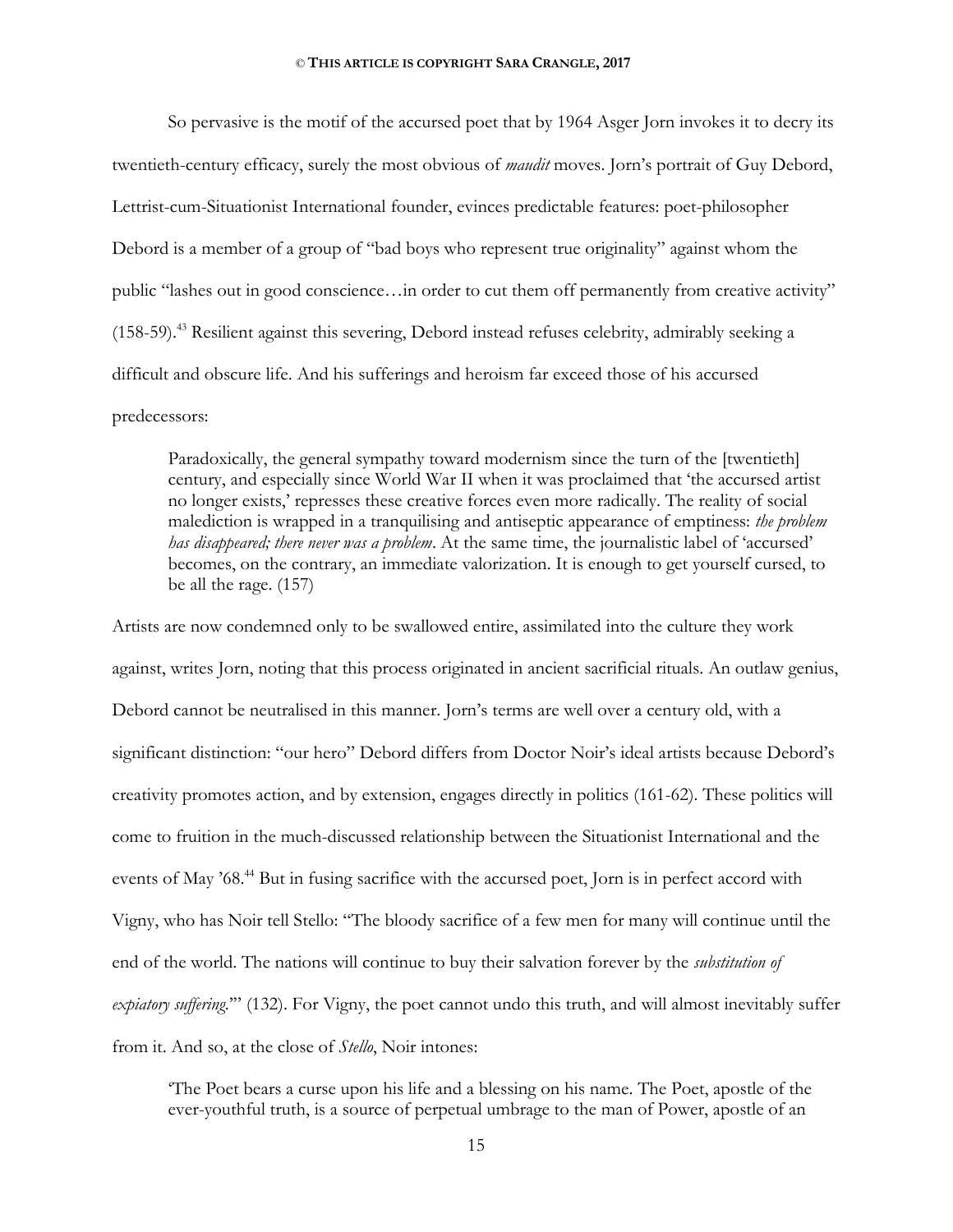So pervasive is the motif of the accursed poet that by 1964 Asger Jorn invokes it to decry its twentieth-century efficacy, surely the most obvious of *maudit* moves. Jorn's portrait of Guy Debord, Lettrist-cum-Situationist International founder, evinces predictable features: poet-philosopher Debord is a member of a group of "bad boys who represent true originality" against whom the public "lashes out in good conscience…in order to cut them off permanently from creative activity" (158-59).[43] Resilient against this severing, Debord instead refuses celebrity, admirably seeking a difficult and obscure life. And his sufferings and heroism far exceed those of his accursed predecessors:

> Paradoxically, the general sympathy toward modernism since the turn of the [twentieth] century, and especially since World War II when it was proclaimed that 'the accursed artist no longer exists,' represses these creative forces even more radically. The reality of social malediction is wrapped in a tranquilising and antiseptic appearance of emptiness: *the problem has disappeared; there never was a problem*. At the same time, the journalistic label of 'accursed' becomes, on the contrary, an immediate valorization. It is enough to get yourself cursed, to be all the rage. (157)

Artists are now condemned only to be swallowed entire, assimilated into the culture they work against, writes Jorn, noting that this process originated in ancient sacrificial rituals. An outlaw genius, Debord cannot be neutralised in this manner. Jorn's terms are well over a century old, with a significant distinction: "our hero" Debord differs from Doctor Noir's ideal artists because Debord's creativity promotes action, and by extension, engages directly in politics (161-62). These politics will come to fruition in the much-discussed relationship between the Situationist International and the events of May '68.[44] But in fusing sacrifice with the accursed poet, Jorn is in perfect accord with Vigny, who has Noir tell Stello: "The bloody sacrifice of a few men for many will continue until the end of the world. The nations will continue to buy their salvation forever by the *substitution of expiatory suffering*.'" (132). For Vigny, the poet cannot undo this truth, and will almost inevitably suffer from it. And so, at the close of *Stello*, Noir intones:

> 'The Poet bears a curse upon his life and a blessing on his name. The Poet, apostle of the ever-youthful truth, is a source of perpetual umbrage to the man of Power, apostle of an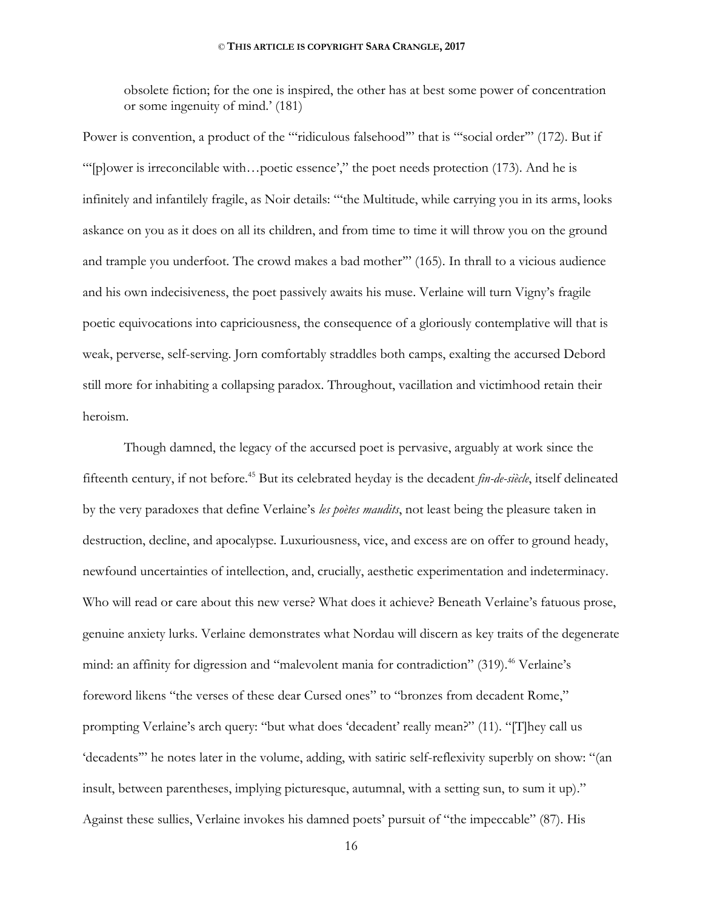obsolete fiction; for the one is inspired, the other has at best some power of concentration or some ingenuity of mind.' (181)

Power is convention, a product of the '"ridiculous falsehood"' that is '"social order"' (172). But if '"[p]ower is irreconcilable with…poetic essence',' the poet needs protection (173). And he is infinitely and infantilely fragile, as Noir details: '"the Multitude, while carrying you in its arms, looks askance on you as it does on all its children, and from time to time it will throw you on the ground and trample you underfoot. The crowd makes a bad mother"' (165). In thrall to a vicious audience and his own indecisiveness, the poet passively awaits his muse. Verlaine will turn Vigny's fragile poetic equivocations into capriciousness, the consequence of a gloriously contemplative will that is weak, perverse, self-serving. Jorn comfortably straddles both camps, exalting the accursed Debord still more for inhabiting a collapsing paradox. Throughout, vacillation and victimhood retain their heroism.

Though damned, the legacy of the accursed poet is pervasive, arguably at work since the fifteenth century, if not before.[45] But its celebrated heyday is the decadent *fin-de-siècle*, itself delineated by the very paradoxes that define Verlaine's *les poètes maudits*, not least being the pleasure taken in destruction, decline, and apocalypse. Luxuriousness, vice, and excess are on offer to ground heady, newfound uncertainties of intellection, and, crucially, aesthetic experimentation and indeterminacy. Who will read or care about this new verse? What does it achieve? Beneath Verlaine's fatuous prose, genuine anxiety lurks. Verlaine demonstrates what Nordau will discern as key traits of the degenerate mind: an affinity for digression and "malevolent mania for contradiction" (319).[46] Verlaine's foreword likens "the verses of these dear Cursed ones" to "bronzes from decadent Rome," prompting Verlaine's arch query: "but what does 'decadent' really mean?" (11). "[T]hey call us 'decadents'" he notes later in the volume, adding, with satiric self-reflexivity superbly on show: "(an insult, between parentheses, implying picturesque, autumnal, with a setting sun, to sum it up)." Against these sullies, Verlaine invokes his damned poets' pursuit of "the impeccable" (87). His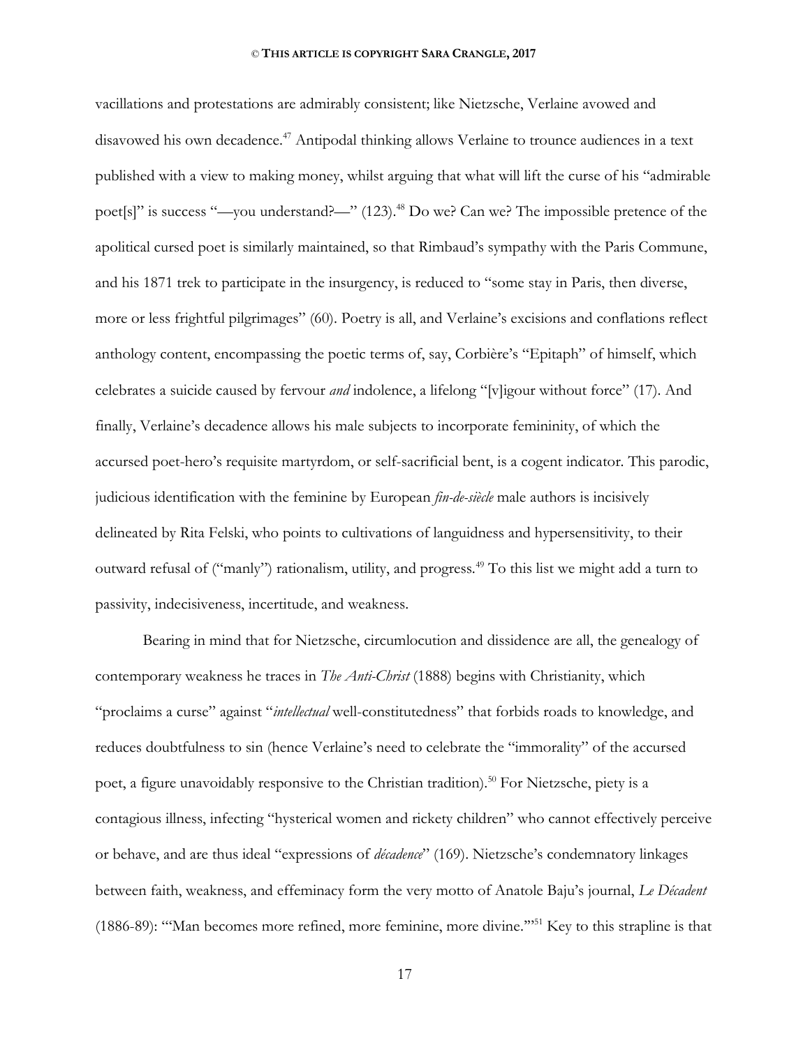vacillations and protestations are admirably consistent; like Nietzsche, Verlaine avowed and disavowed his own decadence.[47] Antipodal thinking allows Verlaine to trounce audiences in a text published with a view to making money, whilst arguing that what will lift the curse of his "admirable poet[s]" is success "—you understand?—" (123).[48] Do we? Can we? The impossible pretence of the apolitical cursed poet is similarly maintained, so that Rimbaud's sympathy with the Paris Commune, and his 1871 trek to participate in the insurgency, is reduced to "some stay in Paris, then diverse, more or less frightful pilgrimages" (60). Poetry is all, and Verlaine's excisions and conflations reflect anthology content, encompassing the poetic terms of, say, Corbière's "Epitaph" of himself, which celebrates a suicide caused by fervour *and* indolence, a lifelong "[v]igour without force" (17). And finally, Verlaine's decadence allows his male subjects to incorporate femininity, of which the accursed poet-hero's requisite martyrdom, or self-sacrificial bent, is a cogent indicator. This parodic, judicious identification with the feminine by European *fin-de-siècle* male authors is incisively delineated by Rita Felski, who points to cultivations of languidness and hypersensitivity, to their outward refusal of ("manly") rationalism, utility, and progress.[49] To this list we might add a turn to passivity, indecisiveness, incertitude, and weakness.

Bearing in mind that for Nietzsche, circumlocution and dissidence are all, the genealogy of contemporary weakness he traces in *The Anti-Christ* (1888) begins with Christianity, which "proclaims a curse" against "*intellectual* well-constitutedness" that forbids roads to knowledge, and reduces doubtfulness to sin (hence Verlaine's need to celebrate the "immorality" of the accursed poet, a figure unavoidably responsive to the Christian tradition).[50] For Nietzsche, piety is a contagious illness, infecting "hysterical women and rickety children" who cannot effectively perceive or behave, and are thus ideal "expressions of *décadence*" (169). Nietzsche's condemnatory linkages between faith, weakness, and effeminacy form the very motto of Anatole Baju's journal, *Le Décadent* (1886-89): "'Man becomes more refined, more feminine, more divine.'"[51] Key to this strapline is that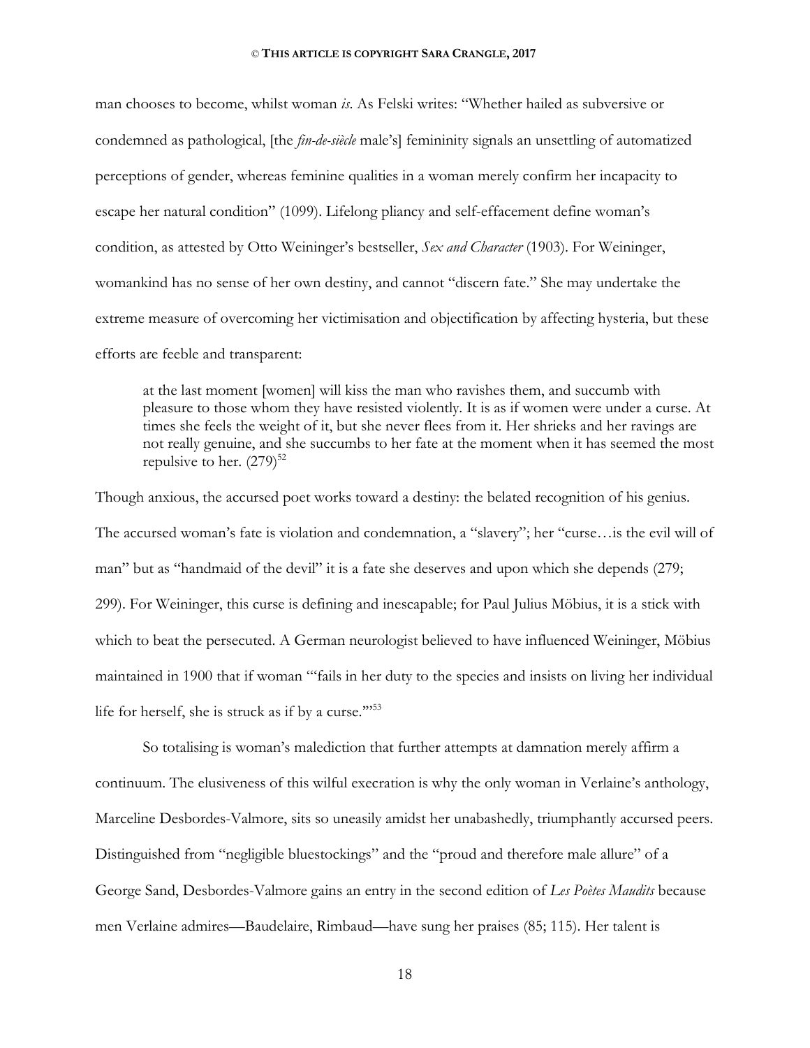man chooses to become, whilst woman *is*. As Felski writes: "Whether hailed as subversive or condemned as pathological, [the *fin-de-siècle* male's] femininity signals an unsettling of automatized perceptions of gender, whereas feminine qualities in a woman merely confirm her incapacity to escape her natural condition" (1099). Lifelong pliancy and self-effacement define woman's condition, as attested by Otto Weininger's bestseller, *Sex and Character* (1903). For Weininger, womankind has no sense of her own destiny, and cannot "discern fate." She may undertake the extreme measure of overcoming her victimisation and objectification by affecting hysteria, but these efforts are feeble and transparent:

> at the last moment [women] will kiss the man who ravishes them, and succumb with pleasure to those whom they have resisted violently. It is as if women were under a curse. At times she feels the weight of it, but she never flees from it. Her shrieks and her ravings are not really genuine, and she succumbs to her fate at the moment when it has seemed the most repulsive to her. (279)[52]

Though anxious, the accursed poet works toward a destiny: the belated recognition of his genius. The accursed woman's fate is violation and condemnation, a "slavery"; her "curse…is the evil will of man" but as "handmaid of the devil" it is a fate she deserves and upon which she depends (279; 299). For Weininger, this curse is defining and inescapable; for Paul Julius Möbius, it is a stick with which to beat the persecuted. A German neurologist believed to have influenced Weininger, Möbius maintained in 1900 that if woman "'fails in her duty to the species and insists on living her individual life for herself, she is struck as if by a curse.'"[53]

So totalising is woman's malediction that further attempts at damnation merely affirm a continuum. The elusiveness of this wilful execration is why the only woman in Verlaine's anthology, Marceline Desbordes-Valmore, sits so uneasily amidst her unabashedly, triumphantly accursed peers. Distinguished from "negligible bluestockings" and the "proud and therefore male allure" of a George Sand, Desbordes-Valmore gains an entry in the second edition of *Les Poètes Maudits* because men Verlaine admires—Baudelaire, Rimbaud—have sung her praises (85; 115). Her talent is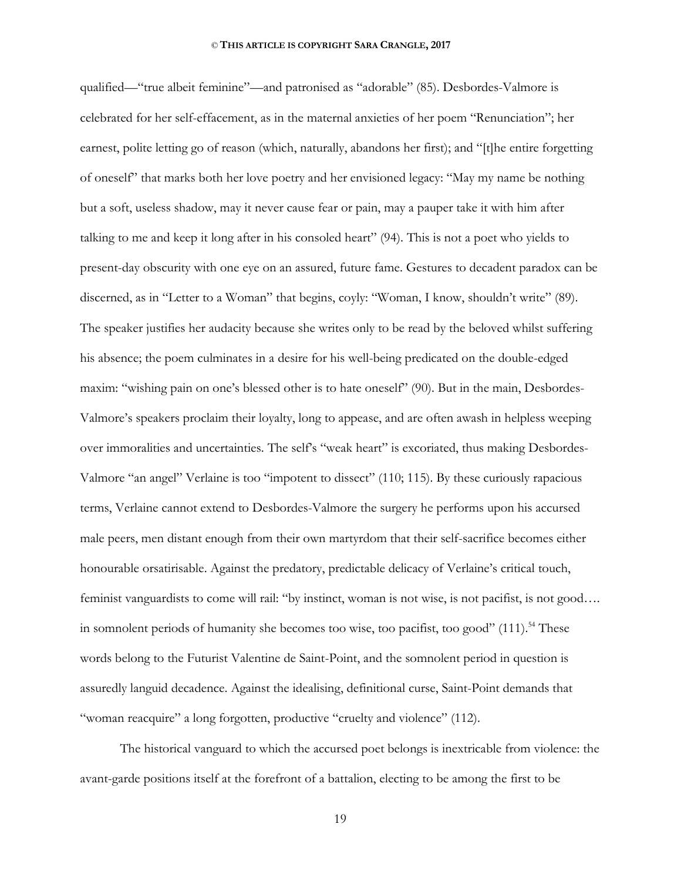qualified—"true albeit feminine"—and patronised as "adorable" (85). Desbordes-Valmore is celebrated for her self-effacement, as in the maternal anxieties of her poem "Renunciation"; her earnest, polite letting go of reason (which, naturally, abandons her first); and "[t]he entire forgetting of oneself" that marks both her love poetry and her envisioned legacy: "May my name be nothing but a soft, useless shadow, may it never cause fear or pain, may a pauper take it with him after talking to me and keep it long after in his consoled heart" (94). This is not a poet who yields to present-day obscurity with one eye on an assured, future fame. Gestures to decadent paradox can be discerned, as in "Letter to a Woman" that begins, coyly: "Woman, I know, shouldn't write" (89). The speaker justifies her audacity because she writes only to be read by the beloved whilst suffering his absence; the poem culminates in a desire for his well-being predicated on the double-edged maxim: "wishing pain on one's blessed other is to hate oneself" (90). But in the main, Desbordes-Valmore's speakers proclaim their loyalty, long to appease, and are often awash in helpless weeping over immoralities and uncertainties. The self's "weak heart" is excoriated, thus making Desbordes-Valmore "an angel" Verlaine is too "impotent to dissect" (110; 115). By these curiously rapacious terms, Verlaine cannot extend to Desbordes-Valmore the surgery he performs upon his accursed male peers, men distant enough from their own martyrdom that their self-sacrifice becomes either honourable orsatirisable. Against the predatory, predictable delicacy of Verlaine's critical touch, feminist vanguardists to come will rail: "by instinct, woman is not wise, is not pacifist, is not good…. in somnolent periods of humanity she becomes too wise, too pacifist, too good" (111).[54] These words belong to the Futurist Valentine de Saint-Point, and the somnolent period in question is assuredly languid decadence. Against the idealising, definitional curse, Saint-Point demands that "woman reacquire" a long forgotten, productive "cruelty and violence" (112).

The historical vanguard to which the accursed poet belongs is inextricable from violence: the avant-garde positions itself at the forefront of a battalion, electing to be among the first to be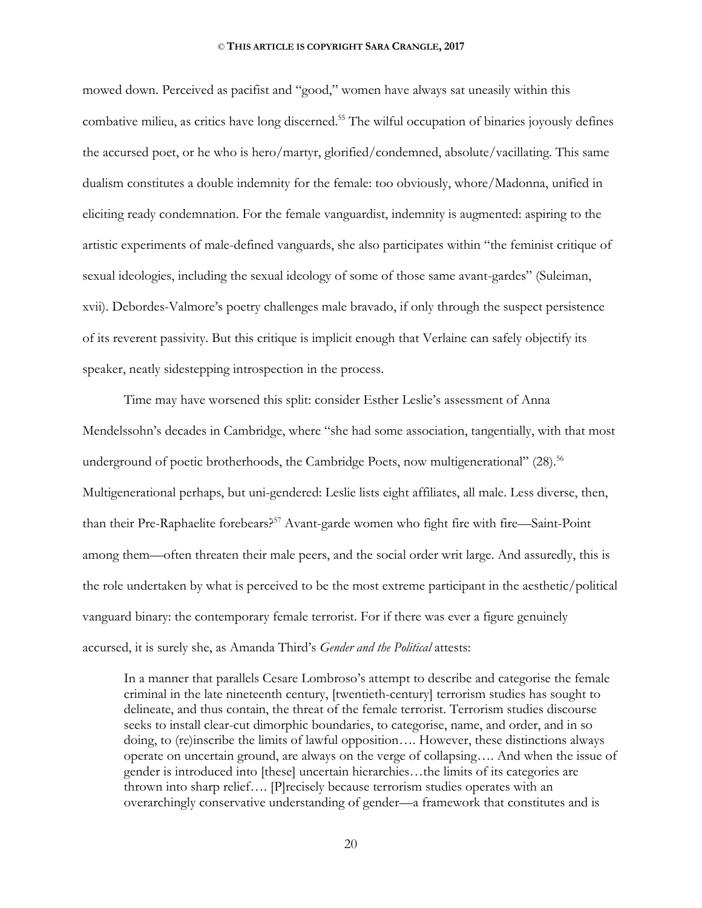mowed down. Perceived as pacifist and "good," women have always sat uneasily within this combative milieu, as critics have long discerned.[55] The wilful occupation of binaries joyously defines the accursed poet, or he who is hero/martyr, glorified/condemned, absolute/vacillating. This same dualism constitutes a double indemnity for the female: too obviously, whore/Madonna, unified in eliciting ready condemnation. For the female vanguardist, indemnity is augmented: aspiring to the artistic experiments of male-defined vanguards, she also participates within "the feminist critique of sexual ideologies, including the sexual ideology of some of those same avant-gardes" (Suleiman, xvii). Debordes-Valmore's poetry challenges male bravado, if only through the suspect persistence of its reverent passivity. But this critique is implicit enough that Verlaine can safely objectify its speaker, neatly sidestepping introspection in the process.

Time may have worsened this split: consider Esther Leslie's assessment of Anna Mendelssohn's decades in Cambridge, where "she had some association, tangentially, with that most underground of poetic brotherhoods, the Cambridge Poets, now multigenerational" (28).[56] Multigenerational perhaps, but uni-gendered: Leslie lists eight affiliates, all male. Less diverse, then, than their Pre-Raphaelite forebears?[57] Avant-garde women who fight fire with fire—Saint-Point among them—often threaten their male peers, and the social order writ large. And assuredly, this is the role undertaken by what is perceived to be the most extreme participant in the aesthetic/political vanguard binary: the contemporary female terrorist. For if there was ever a figure genuinely accursed, it is surely she, as Amanda Third's *Gender and the Political* attests:

> In a manner that parallels Cesare Lombroso's attempt to describe and categorise the female criminal in the late nineteenth century, [twentieth-century] terrorism studies has sought to delineate, and thus contain, the threat of the female terrorist. Terrorism studies discourse seeks to install clear-cut dimorphic boundaries, to categorise, name, and order, and in so doing, to (re)inscribe the limits of lawful opposition…. However, these distinctions always operate on uncertain ground, are always on the verge of collapsing…. And when the issue of gender is introduced into [these] uncertain hierarchies…the limits of its categories are thrown into sharp relief…. [P]recisely because terrorism studies operates with an overarchingly conservative understanding of gender—a framework that constitutes and is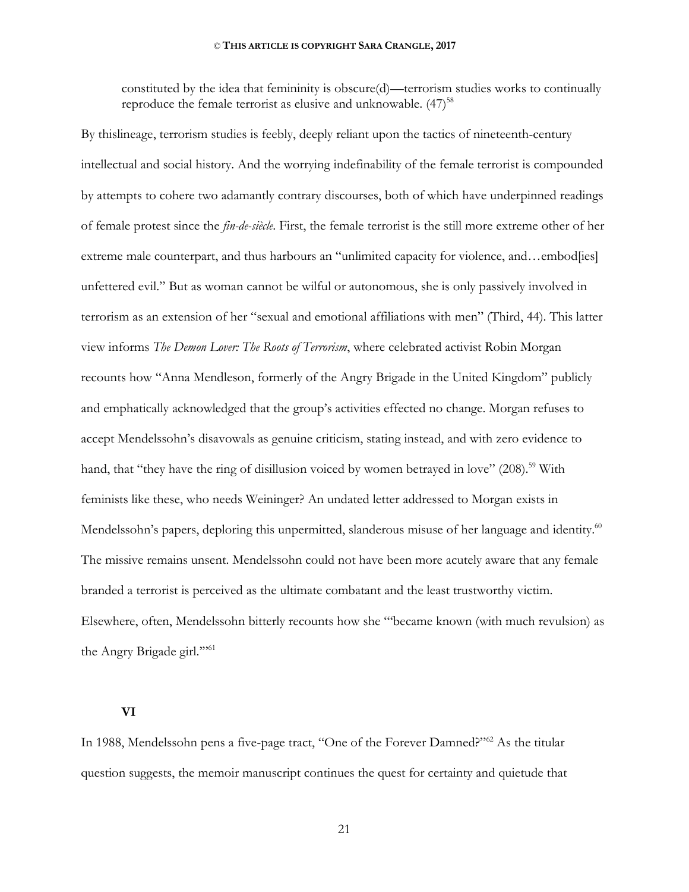constituted by the idea that femininity is obscure(d)—terrorism studies works to continually reproduce the female terrorist as elusive and unknowable. (47)[58]

By thislineage, terrorism studies is feebly, deeply reliant upon the tactics of nineteenth-century intellectual and social history. And the worrying indefinability of the female terrorist is compounded by attempts to cohere two adamantly contrary discourses, both of which have underpinned readings of female protest since the *fin-de-siècle*. First, the female terrorist is the still more extreme other of her extreme male counterpart, and thus harbours an "unlimited capacity for violence, and…embod[ies] unfettered evil." But as woman cannot be wilful or autonomous, she is only passively involved in terrorism as an extension of her "sexual and emotional affiliations with men" (Third, 44). This latter view informs *The Demon Lover: The Roots of Terrorism*, where celebrated activist Robin Morgan recounts how "Anna Mendleson, formerly of the Angry Brigade in the United Kingdom" publicly and emphatically acknowledged that the group's activities effected no change. Morgan refuses to accept Mendelssohn's disavowals as genuine criticism, stating instead, and with zero evidence to hand, that "they have the ring of disillusion voiced by women betrayed in love" (208).[59] With feminists like these, who needs Weininger? An undated letter addressed to Morgan exists in Mendelssohn's papers, deploring this unpermitted, slanderous misuse of her language and identity.[60] The missive remains unsent. Mendelssohn could not have been more acutely aware that any female branded a terrorist is perceived as the ultimate combatant and the least trustworthy victim. Elsewhere, often, Mendelssohn bitterly recounts how she "'became known (with much revulsion) as the Angry Brigade girl.'"[61]

## VI

In 1988, Mendelssohn pens a five-page tract, "One of the Forever Damned?"[62] As the titular question suggests, the memoir manuscript continues the quest for certainty and quietude that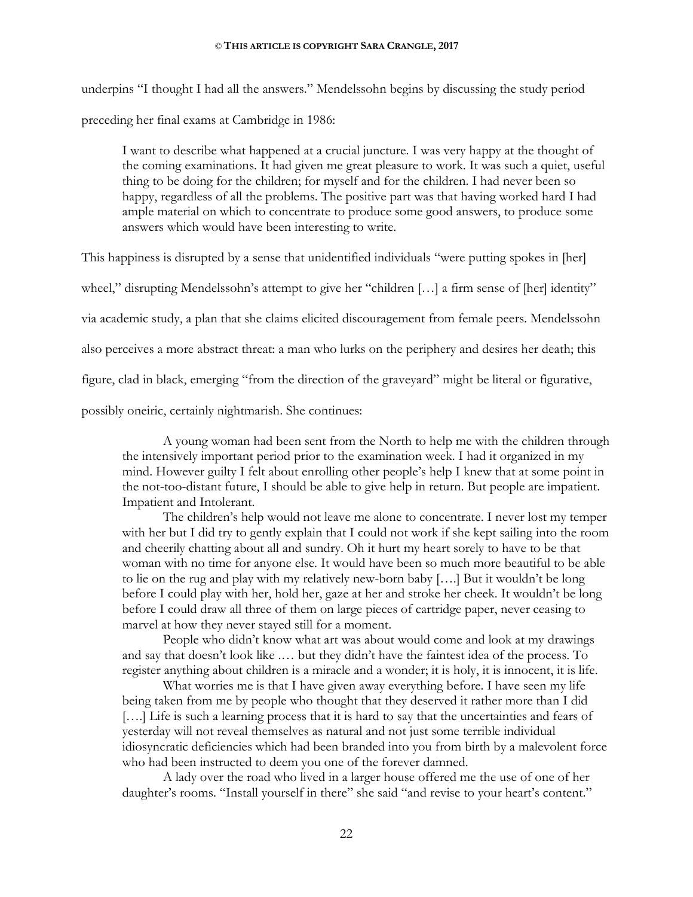underpins "I thought I had all the answers." Mendelssohn begins by discussing the study period preceding her final exams at Cambridge in 1986:

> I want to describe what happened at a crucial juncture. I was very happy at the thought of the coming examinations. It had given me great pleasure to work. It was such a quiet, useful thing to be doing for the children; for myself and for the children. I had never been so happy, regardless of all the problems. The positive part was that having worked hard I had ample material on which to concentrate to produce some good answers, to produce some answers which would have been interesting to write.

This happiness is disrupted by a sense that unidentified individuals "were putting spokes in [her] wheel," disrupting Mendelssohn's attempt to give her "children […] a firm sense of [her] identity" via academic study, a plan that she claims elicited discouragement from female peers. Mendelssohn also perceives a more abstract threat: a man who lurks on the periphery and desires her death; this figure, clad in black, emerging "from the direction of the graveyard" might be literal or figurative, possibly oneiric, certainly nightmarish. She continues:

> A young woman had been sent from the North to help me with the children through the intensively important period prior to the examination week. I had it organized in my mind. However guilty I felt about enrolling other people's help I knew that at some point in the not-too-distant future, I should be able to give help in return. But people are impatient. Impatient and Intolerant.
>
> The children's help would not leave me alone to concentrate. I never lost my temper with her but I did try to gently explain that I could not work if she kept sailing into the room and cheerily chatting about all and sundry. Oh it hurt my heart sorely to have to be that woman with no time for anyone else. It would have been so much more beautiful to be able to lie on the rug and play with my relatively new-born baby [….] But it wouldn't be long before I could play with her, hold her, gaze at her and stroke her cheek. It wouldn't be long before I could draw all three of them on large pieces of cartridge paper, never ceasing to marvel at how they never stayed still for a moment.
>
> People who didn't know what art was about would come and look at my drawings and say that doesn't look like .… but they didn't have the faintest idea of the process. To register anything about children is a miracle and a wonder; it is holy, it is innocent, it is life.
>
> What worries me is that I have given away everything before. I have seen my life being taken from me by people who thought that they deserved it rather more than I did [….] Life is such a learning process that it is hard to say that the uncertainties and fears of yesterday will not reveal themselves as natural and not just some terrible individual idiosyncratic deficiencies which had been branded into you from birth by a malevolent force who had been instructed to deem you one of the forever damned.
>
> A lady over the road who lived in a larger house offered me the use of one of her daughter's rooms. "Install yourself in there" she said "and revise to your heart's content."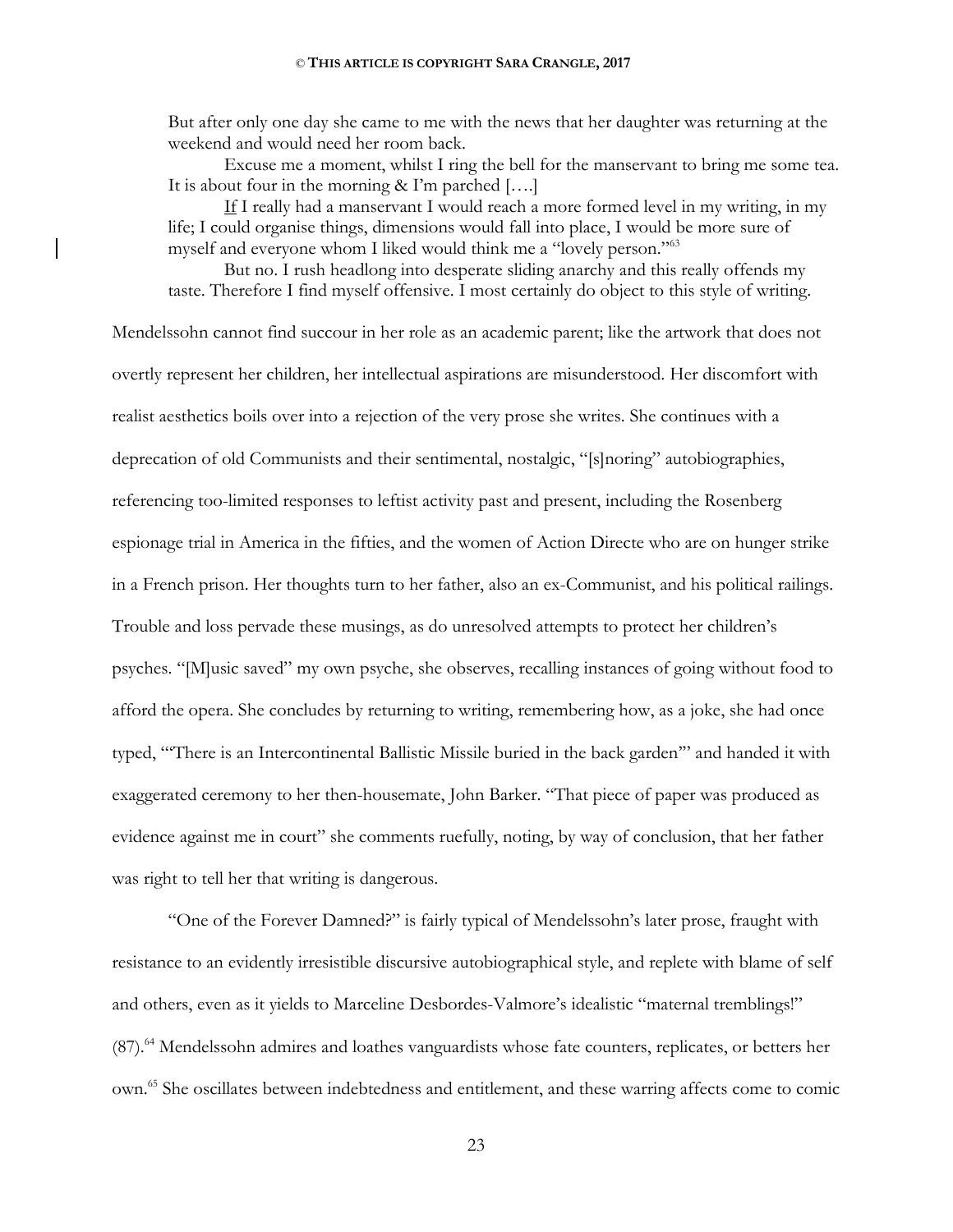> But after only one day she came to me with the news that her daughter was returning at the weekend and would need her room back.
>
> Excuse me a moment, whilst I ring the bell for the manservant to bring me some tea. It is about four in the morning & I'm parched [….]
>
> If I really had a manservant I would reach a more formed level in my writing, in my life; I could organise things, dimensions would fall into place, I would be more sure of myself and everyone whom I liked would think me a "lovely person."[63]
>
> But no. I rush headlong into desperate sliding anarchy and this really offends my taste. Therefore I find myself offensive. I most certainly do object to this style of writing.

Mendelssohn cannot find succour in her role as an academic parent; like the artwork that does not overtly represent her children, her intellectual aspirations are misunderstood. Her discomfort with realist aesthetics boils over into a rejection of the very prose she writes. She continues with a deprecation of old Communists and their sentimental, nostalgic, "[s]noring" autobiographies, referencing too-limited responses to leftist activity past and present, including the Rosenberg espionage trial in America in the fifties, and the women of Action Directe who are on hunger strike in a French prison. Her thoughts turn to her father, also an ex-Communist, and his political railings. Trouble and loss pervade these musings, as do unresolved attempts to protect her children's psyches. "[M]usic saved" my own psyche, she observes, recalling instances of going without food to afford the opera. She concludes by returning to writing, remembering how, as a joke, she had once typed, "'There is an Intercontinental Ballistic Missile buried in the back garden'" and handed it with exaggerated ceremony to her then-housemate, John Barker. "That piece of paper was produced as evidence against me in court" she comments ruefully, noting, by way of conclusion, that her father was right to tell her that writing is dangerous.

"One of the Forever Damned?" is fairly typical of Mendelssohn's later prose, fraught with resistance to an evidently irresistible discursive autobiographical style, and replete with blame of self and others, even as it yields to Marceline Desbordes-Valmore's idealistic "maternal tremblings!" (87).[64] Mendelssohn admires and loathes vanguardists whose fate counters, replicates, or betters her own.[65] She oscillates between indebtedness and entitlement, and these warring affects come to comic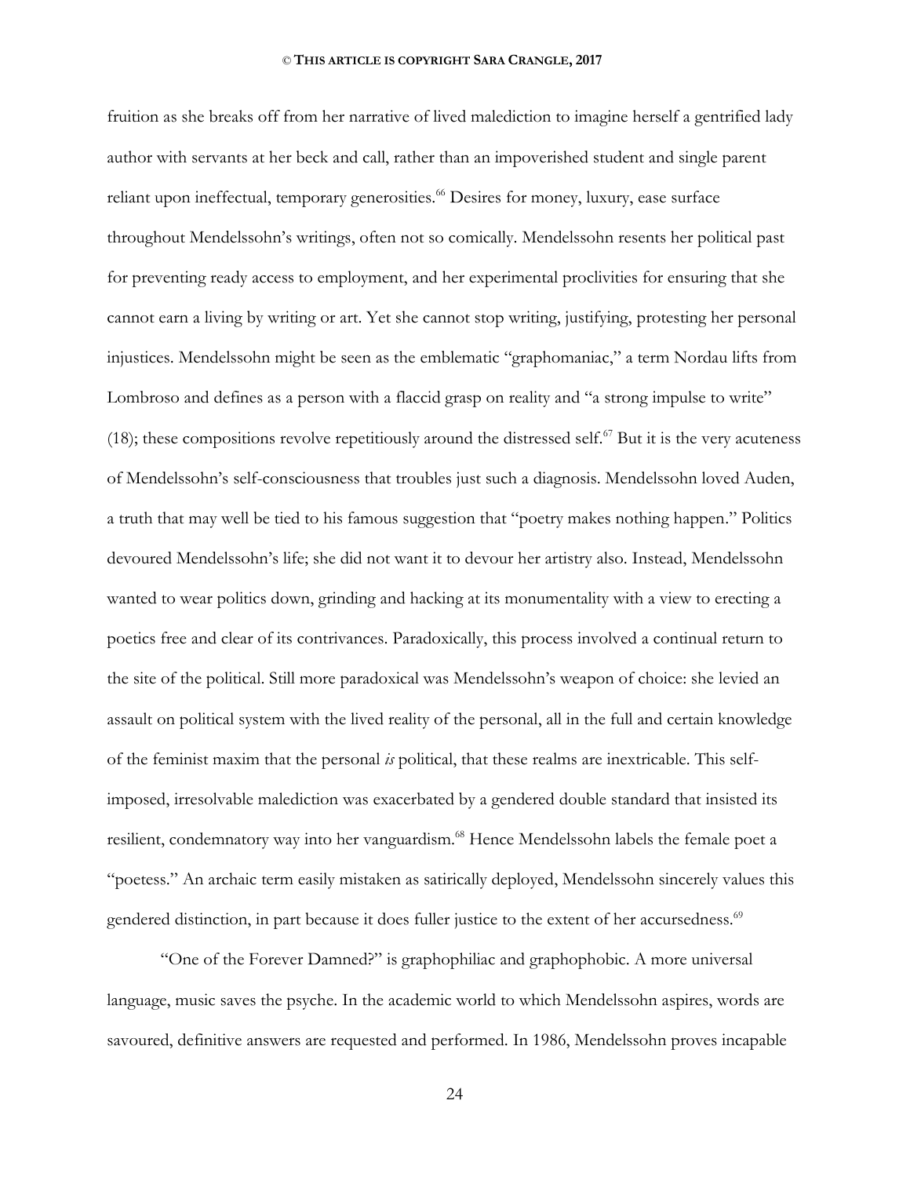fruition as she breaks off from her narrative of lived malediction to imagine herself a gentrified lady author with servants at her beck and call, rather than an impoverished student and single parent reliant upon ineffectual, temporary generosities.[66] Desires for money, luxury, ease surface throughout Mendelssohn's writings, often not so comically. Mendelssohn resents her political past for preventing ready access to employment, and her experimental proclivities for ensuring that she cannot earn a living by writing or art. Yet she cannot stop writing, justifying, protesting her personal injustices. Mendelssohn might be seen as the emblematic "graphomaniac," a term Nordau lifts from Lombroso and defines as a person with a flaccid grasp on reality and "a strong impulse to write" (18); these compositions revolve repetitiously around the distressed self.[67] But it is the very acuteness of Mendelssohn's self-consciousness that troubles just such a diagnosis. Mendelssohn loved Auden, a truth that may well be tied to his famous suggestion that "poetry makes nothing happen." Politics devoured Mendelssohn's life; she did not want it to devour her artistry also. Instead, Mendelssohn wanted to wear politics down, grinding and hacking at its monumentality with a view to erecting a poetics free and clear of its contrivances. Paradoxically, this process involved a continual return to the site of the political. Still more paradoxical was Mendelssohn's weapon of choice: she levied an assault on political system with the lived reality of the personal, all in the full and certain knowledge of the feminist maxim that the personal *is* political, that these realms are inextricable. This self-imposed, irresolvable malediction was exacerbated by a gendered double standard that insisted its resilient, condemnatory way into her vanguardism.[68] Hence Mendelssohn labels the female poet a "poetess." An archaic term easily mistaken as satirically deployed, Mendelssohn sincerely values this gendered distinction, in part because it does fuller justice to the extent of her accursedness.[69]

"One of the Forever Damned?" is graphophiliac and graphophobic. A more universal language, music saves the psyche. In the academic world to which Mendelssohn aspires, words are savoured, definitive answers are requested and performed. In 1986, Mendelssohn proves incapable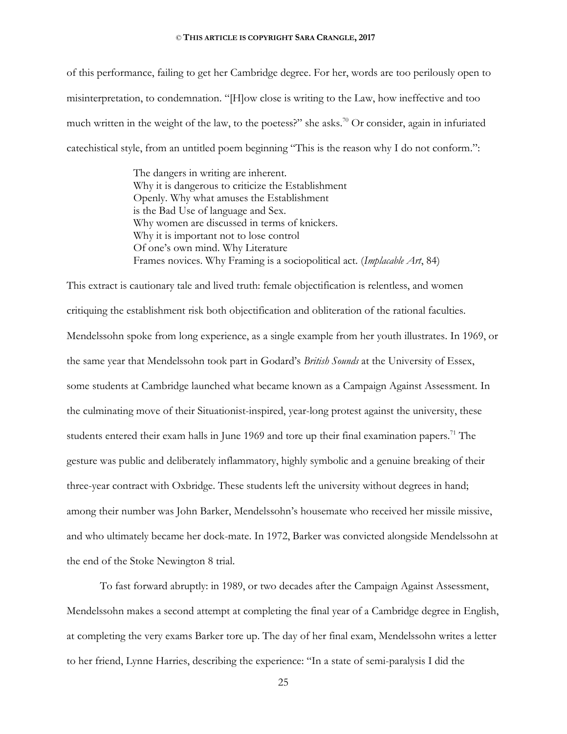of this performance, failing to get her Cambridge degree. For her, words are too perilously open to misinterpretation, to condemnation. "[H]ow close is writing to the Law, how ineffective and too much written in the weight of the law, to the poetess?" she asks.[70] Or consider, again in infuriated catechistical style, from an untitled poem beginning "This is the reason why I do not conform.":

> The dangers in writing are inherent.
> Why it is dangerous to criticize the Establishment
> Openly. Why what amuses the Establishment
> is the Bad Use of language and Sex.
> Why women are discussed in terms of knickers.
> Why it is important not to lose control
> Of one's own mind. Why Literature
> Frames novices. Why Framing is a sociopolitical act. (*Implacable Art*, 84)

This extract is cautionary tale and lived truth: female objectification is relentless, and women critiquing the establishment risk both objectification and obliteration of the rational faculties. Mendelssohn spoke from long experience, as a single example from her youth illustrates. In 1969, or the same year that Mendelssohn took part in Godard's *British Sounds* at the University of Essex, some students at Cambridge launched what became known as a Campaign Against Assessment. In the culminating move of their Situationist-inspired, year-long protest against the university, these students entered their exam halls in June 1969 and tore up their final examination papers.[71] The gesture was public and deliberately inflammatory, highly symbolic and a genuine breaking of their three-year contract with Oxbridge. These students left the university without degrees in hand; among their number was John Barker, Mendelssohn's housemate who received her missile missive, and who ultimately became her dock-mate. In 1972, Barker was convicted alongside Mendelssohn at the end of the Stoke Newington 8 trial.

To fast forward abruptly: in 1989, or two decades after the Campaign Against Assessment, Mendelssohn makes a second attempt at completing the final year of a Cambridge degree in English, at completing the very exams Barker tore up. The day of her final exam, Mendelssohn writes a letter to her friend, Lynne Harries, describing the experience: "In a state of semi-paralysis I did the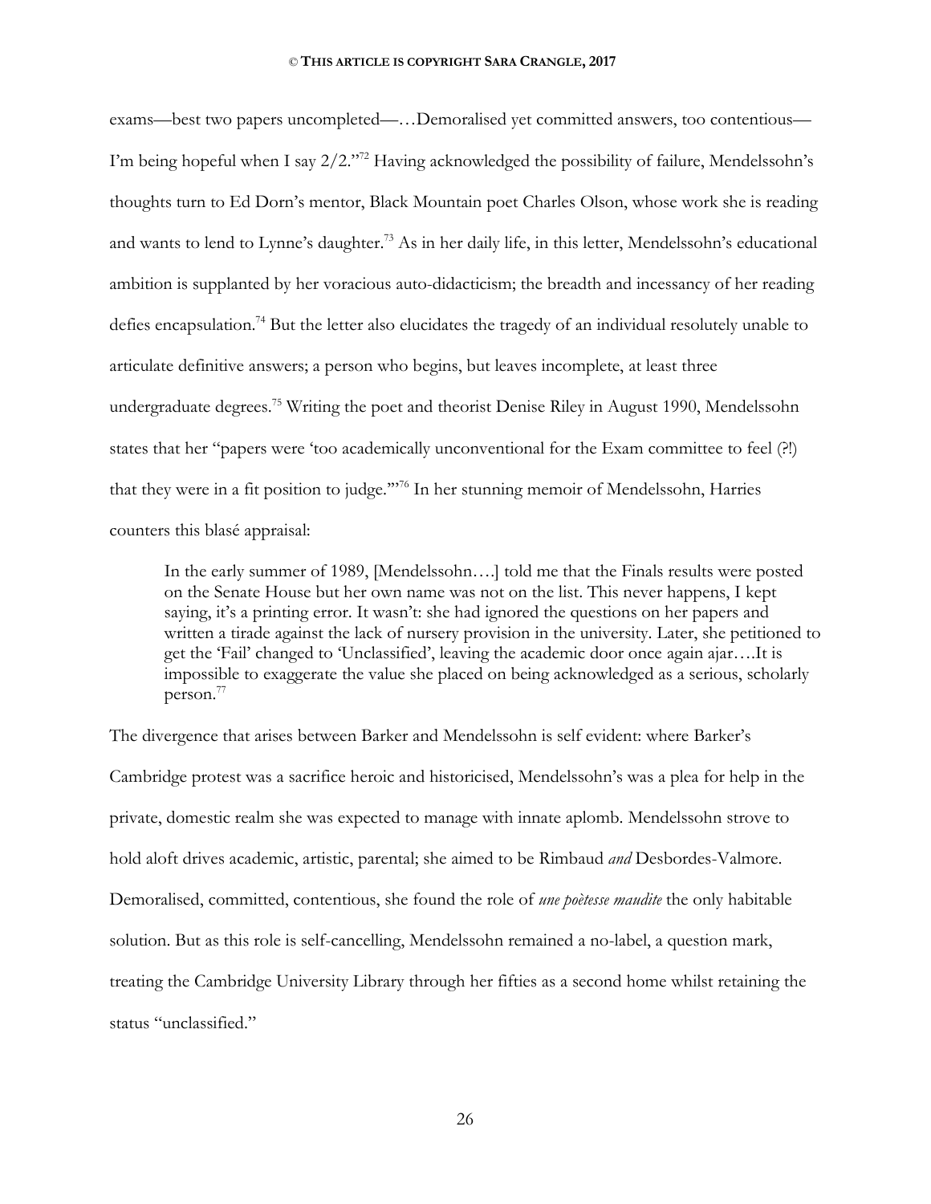exams—best two papers uncompleted—…Demoralised yet committed answers, too contentious—I'm being hopeful when I say 2/2."[72] Having acknowledged the possibility of failure, Mendelssohn's thoughts turn to Ed Dorn's mentor, Black Mountain poet Charles Olson, whose work she is reading and wants to lend to Lynne's daughter.[73] As in her daily life, in this letter, Mendelssohn's educational ambition is supplanted by her voracious auto-didacticism; the breadth and incessancy of her reading defies encapsulation.[74] But the letter also elucidates the tragedy of an individual resolutely unable to articulate definitive answers; a person who begins, but leaves incomplete, at least three undergraduate degrees.[75] Writing the poet and theorist Denise Riley in August 1990, Mendelssohn states that her "papers were 'too academically unconventional for the Exam committee to feel (?!) that they were in a fit position to judge.'"[76] In her stunning memoir of Mendelssohn, Harries counters this blasé appraisal:

> In the early summer of 1989, [Mendelssohn….] told me that the Finals results were posted on the Senate House but her own name was not on the list. This never happens, I kept saying, it's a printing error. It wasn't: she had ignored the questions on her papers and written a tirade against the lack of nursery provision in the university. Later, she petitioned to get the 'Fail' changed to 'Unclassified', leaving the academic door once again ajar….It is impossible to exaggerate the value she placed on being acknowledged as a serious, scholarly person.[77]

The divergence that arises between Barker and Mendelssohn is self evident: where Barker's Cambridge protest was a sacrifice heroic and historicised, Mendelssohn's was a plea for help in the private, domestic realm she was expected to manage with innate aplomb. Mendelssohn strove to hold aloft drives academic, artistic, parental; she aimed to be Rimbaud *and* Desbordes-Valmore. Demoralised, committed, contentious, she found the role of *une poètesse maudite* the only habitable solution. But as this role is self-cancelling, Mendelssohn remained a no-label, a question mark, treating the Cambridge University Library through her fifties as a second home whilst retaining the status "unclassified."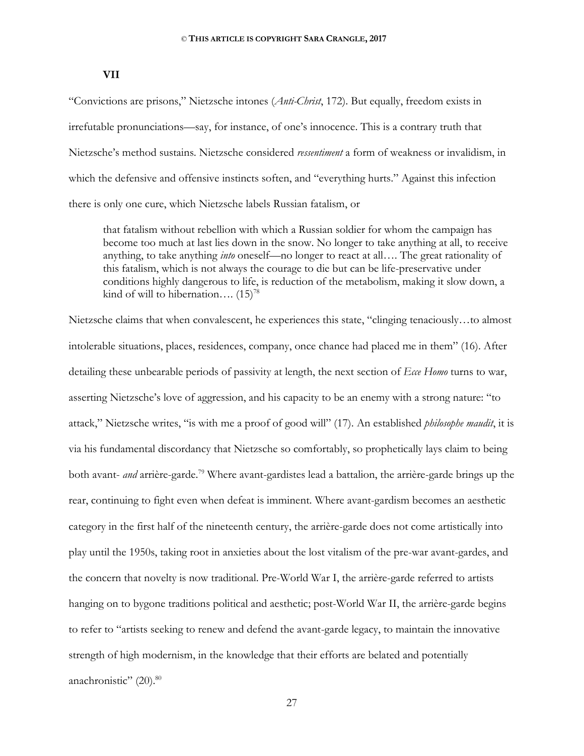**VII**

"Convictions are prisons," Nietzsche intones (*Anti-Christ*, 172). But equally, freedom exists in irrefutable pronunciations—say, for instance, of one's innocence. This is a contrary truth that Nietzsche's method sustains. Nietzsche considered *ressentiment* a form of weakness or invalidism, in which the defensive and offensive instincts soften, and "everything hurts." Against this infection there is only one cure, which Nietzsche labels Russian fatalism, or

> that fatalism without rebellion with which a Russian soldier for whom the campaign has become too much at last lies down in the snow. No longer to take anything at all, to receive anything, to take anything *into* oneself—no longer to react at all…. The great rationality of this fatalism, which is not always the courage to die but can be life-preservative under conditions highly dangerous to life, is reduction of the metabolism, making it slow down, a kind of will to hibernation…. (15)[78]

Nietzsche claims that when convalescent, he experiences this state, "clinging tenaciously…to almost intolerable situations, places, residences, company, once chance had placed me in them" (16). After detailing these unbearable periods of passivity at length, the next section of *Ecce Homo* turns to war, asserting Nietzsche's love of aggression, and his capacity to be an enemy with a strong nature: "to attack," Nietzsche writes, "is with me a proof of good will" (17). An established *philosophe maudit*, it is via his fundamental discordancy that Nietzsche so comfortably, so prophetically lays claim to being both avant- *and* arrière-garde.[79] Where avant-gardistes lead a battalion, the arrière-garde brings up the rear, continuing to fight even when defeat is imminent. Where avant-gardism becomes an aesthetic category in the first half of the nineteenth century, the arrière-garde does not come artistically into play until the 1950s, taking root in anxieties about the lost vitalism of the pre-war avant-gardes, and the concern that novelty is now traditional. Pre-World War I, the arrière-garde referred to artists hanging on to bygone traditions political and aesthetic; post-World War II, the arrière-garde begins to refer to "artists seeking to renew and defend the avant-garde legacy, to maintain the innovative strength of high modernism, in the knowledge that their efforts are belated and potentially anachronistic" (20).[80]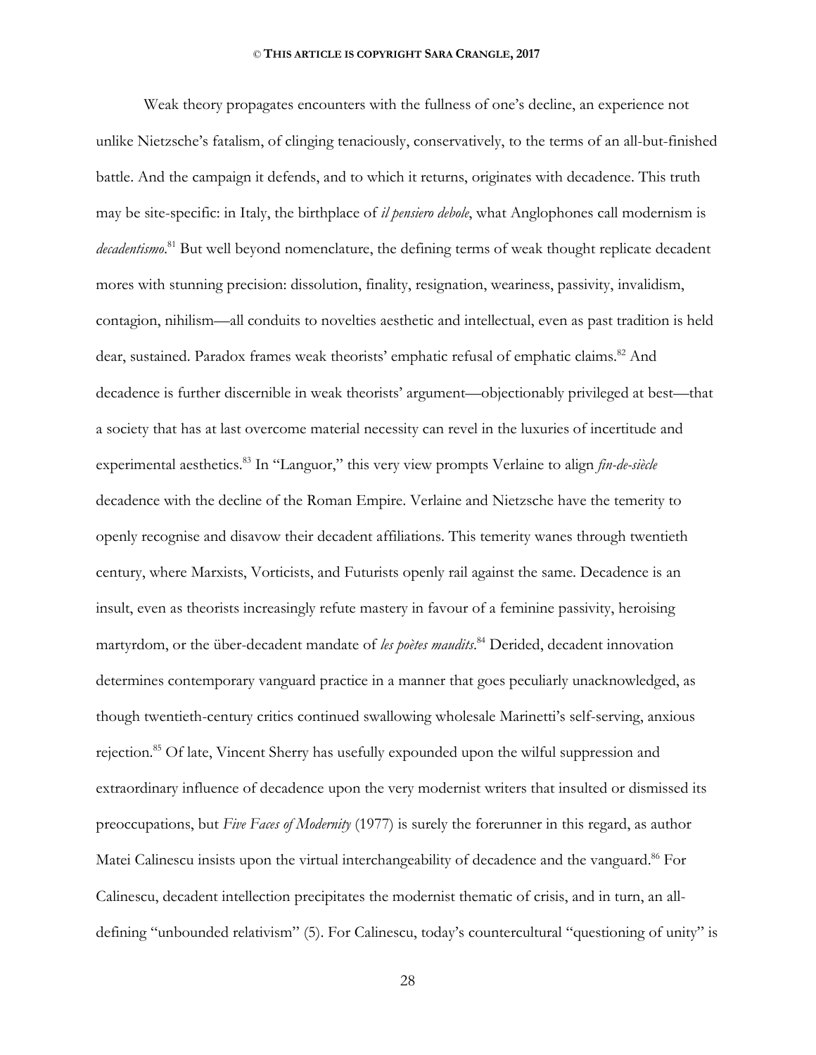Weak theory propagates encounters with the fullness of one's decline, an experience not unlike Nietzsche's fatalism, of clinging tenaciously, conservatively, to the terms of an all-but-finished battle. And the campaign it defends, and to which it returns, originates with decadence. This truth may be site-specific: in Italy, the birthplace of *il pensiero debole*, what Anglophones call modernism is *decadentismo*.[81] But well beyond nomenclature, the defining terms of weak thought replicate decadent mores with stunning precision: dissolution, finality, resignation, weariness, passivity, invalidism, contagion, nihilism—all conduits to novelties aesthetic and intellectual, even as past tradition is held dear, sustained. Paradox frames weak theorists' emphatic refusal of emphatic claims.[82] And decadence is further discernible in weak theorists' argument—objectionably privileged at best—that a society that has at last overcome material necessity can revel in the luxuries of incertitude and experimental aesthetics.[83] In "Languor," this very view prompts Verlaine to align *fin-de-siècle* decadence with the decline of the Roman Empire. Verlaine and Nietzsche have the temerity to openly recognise and disavow their decadent affiliations. This temerity wanes through twentieth century, where Marxists, Vorticists, and Futurists openly rail against the same. Decadence is an insult, even as theorists increasingly refute mastery in favour of a feminine passivity, heroising martyrdom, or the über-decadent mandate of *les poètes maudits*.[84] Derided, decadent innovation determines contemporary vanguard practice in a manner that goes peculiarly unacknowledged, as though twentieth-century critics continued swallowing wholesale Marinetti's self-serving, anxious rejection.[85] Of late, Vincent Sherry has usefully expounded upon the wilful suppression and extraordinary influence of decadence upon the very modernist writers that insulted or dismissed its preoccupations, but *Five Faces of Modernity* (1977) is surely the forerunner in this regard, as author Matei Calinescu insists upon the virtual interchangeability of decadence and the vanguard.[86] For Calinescu, decadent intellection precipitates the modernist thematic of crisis, and in turn, an all-defining "unbounded relativism" (5). For Calinescu, today's countercultural "questioning of unity" is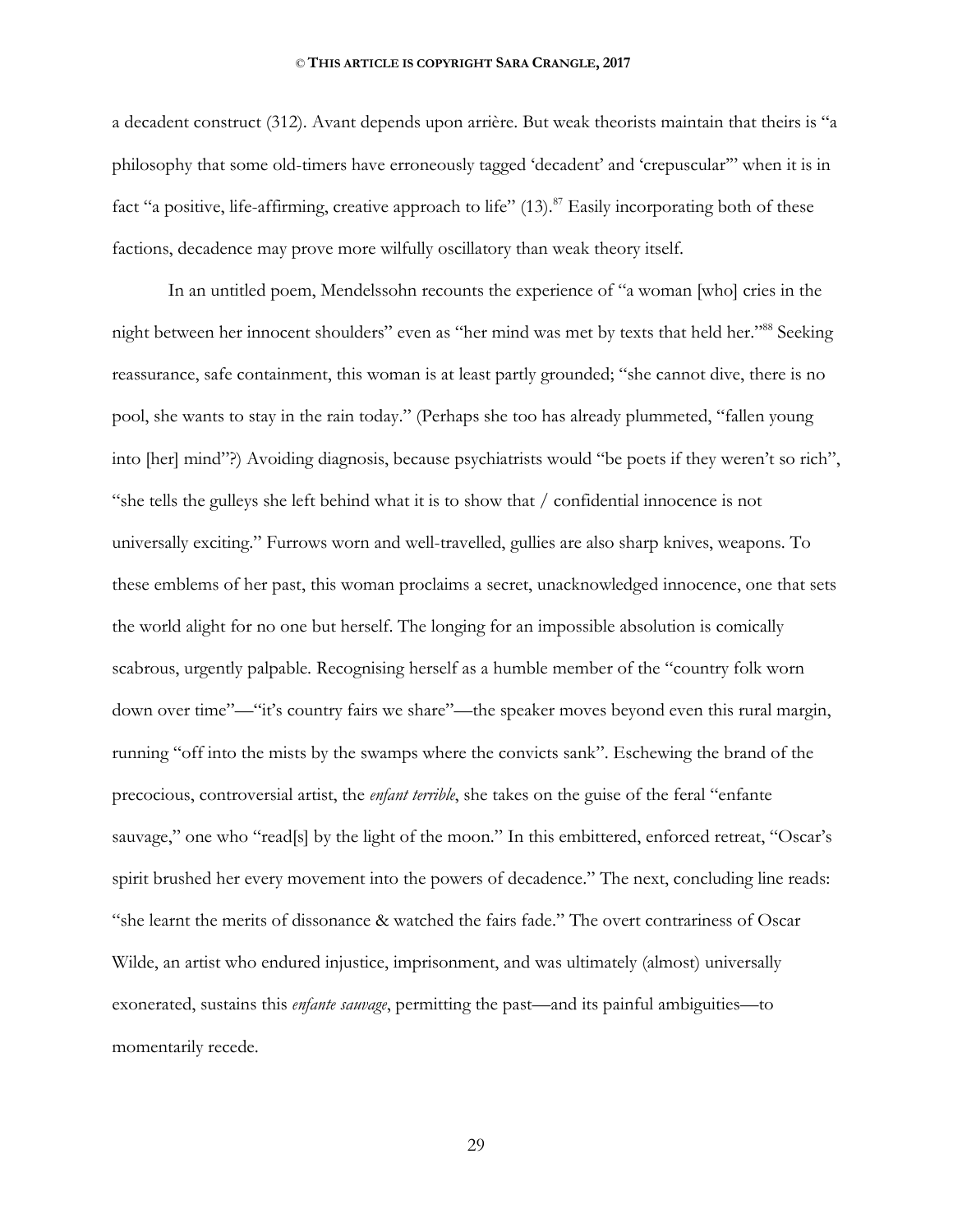a decadent construct (312). Avant depends upon arrière. But weak theorists maintain that theirs is "a philosophy that some old-timers have erroneously tagged 'decadent' and 'crepuscular'" when it is in fact "a positive, life-affirming, creative approach to life" (13).[87] Easily incorporating both of these factions, decadence may prove more wilfully oscillatory than weak theory itself.

In an untitled poem, Mendelssohn recounts the experience of "a woman [who] cries in the night between her innocent shoulders" even as "her mind was met by texts that held her."[88] Seeking reassurance, safe containment, this woman is at least partly grounded; "she cannot dive, there is no pool, she wants to stay in the rain today." (Perhaps she too has already plummeted, "fallen young into [her] mind"?) Avoiding diagnosis, because psychiatrists would "be poets if they weren't so rich", "she tells the gulleys she left behind what it is to show that / confidential innocence is not universally exciting." Furrows worn and well-travelled, gullies are also sharp knives, weapons. To these emblems of her past, this woman proclaims a secret, unacknowledged innocence, one that sets the world alight for no one but herself. The longing for an impossible absolution is comically scabrous, urgently palpable. Recognising herself as a humble member of the "country folk worn down over time"—"it's country fairs we share"—the speaker moves beyond even this rural margin, running "off into the mists by the swamps where the convicts sank". Eschewing the brand of the precocious, controversial artist, the *enfant terrible*, she takes on the guise of the feral "enfante sauvage," one who "read[s] by the light of the moon." In this embittered, enforced retreat, "Oscar's spirit brushed her every movement into the powers of decadence." The next, concluding line reads: "she learnt the merits of dissonance & watched the fairs fade." The overt contrariness of Oscar Wilde, an artist who endured injustice, imprisonment, and was ultimately (almost) universally exonerated, sustains this *enfante sauvage*, permitting the past—and its painful ambiguities—to momentarily recede.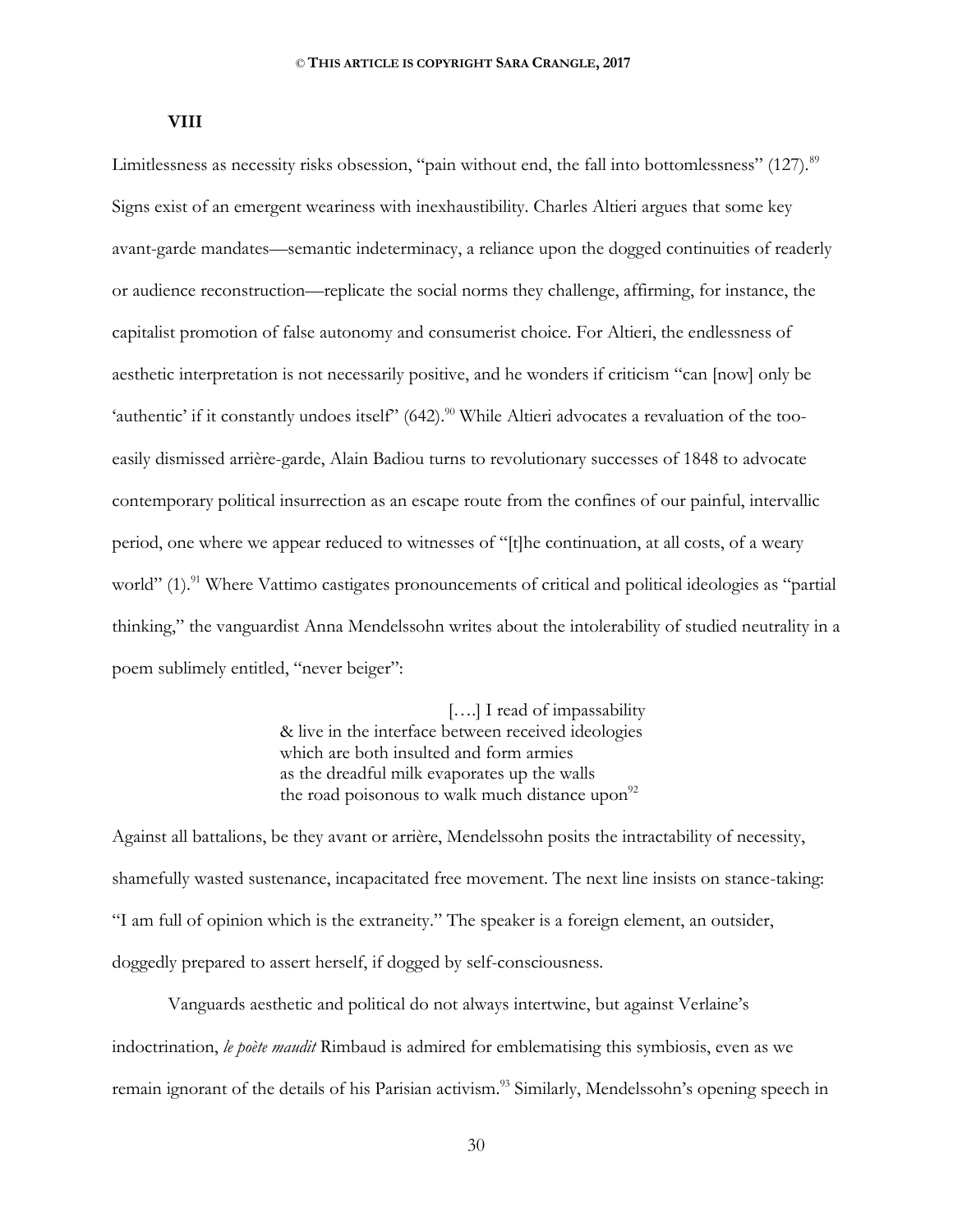## VIII

Limitlessness as necessity risks obsession, "pain without end, the fall into bottomlessness" (127).[89] Signs exist of an emergent weariness with inexhaustibility. Charles Altieri argues that some key avant-garde mandates—semantic indeterminacy, a reliance upon the dogged continuities of readerly or audience reconstruction—replicate the social norms they challenge, affirming, for instance, the capitalist promotion of false autonomy and consumerist choice. For Altieri, the endlessness of aesthetic interpretation is not necessarily positive, and he wonders if criticism "can [now] only be 'authentic' if it constantly undoes itself" (642).[90] While Altieri advocates a revaluation of the too-easily dismissed arrière-garde, Alain Badiou turns to revolutionary successes of 1848 to advocate contemporary political insurrection as an escape route from the confines of our painful, intervallic period, one where we appear reduced to witnesses of "[t]he continuation, at all costs, of a weary world" (1).[91] Where Vattimo castigates pronouncements of critical and political ideologies as "partial thinking," the vanguardist Anna Mendelssohn writes about the intolerability of studied neutrality in a poem sublimely entitled, "never beiger":

> [….] I read of impassability
> & live in the interface between received ideologies
> which are both insulted and form armies
> as the dreadful milk evaporates up the walls
> the road poisonous to walk much distance upon[92]

Against all battalions, be they avant or arrière, Mendelssohn posits the intractability of necessity, shamefully wasted sustenance, incapacitated free movement. The next line insists on stance-taking: "I am full of opinion which is the extraneity." The speaker is a foreign element, an outsider, doggedly prepared to assert herself, if dogged by self-consciousness.

Vanguards aesthetic and political do not always intertwine, but against Verlaine's indoctrination, *le poète maudit* Rimbaud is admired for emblematising this symbiosis, even as we remain ignorant of the details of his Parisian activism.[93] Similarly, Mendelssohn's opening speech in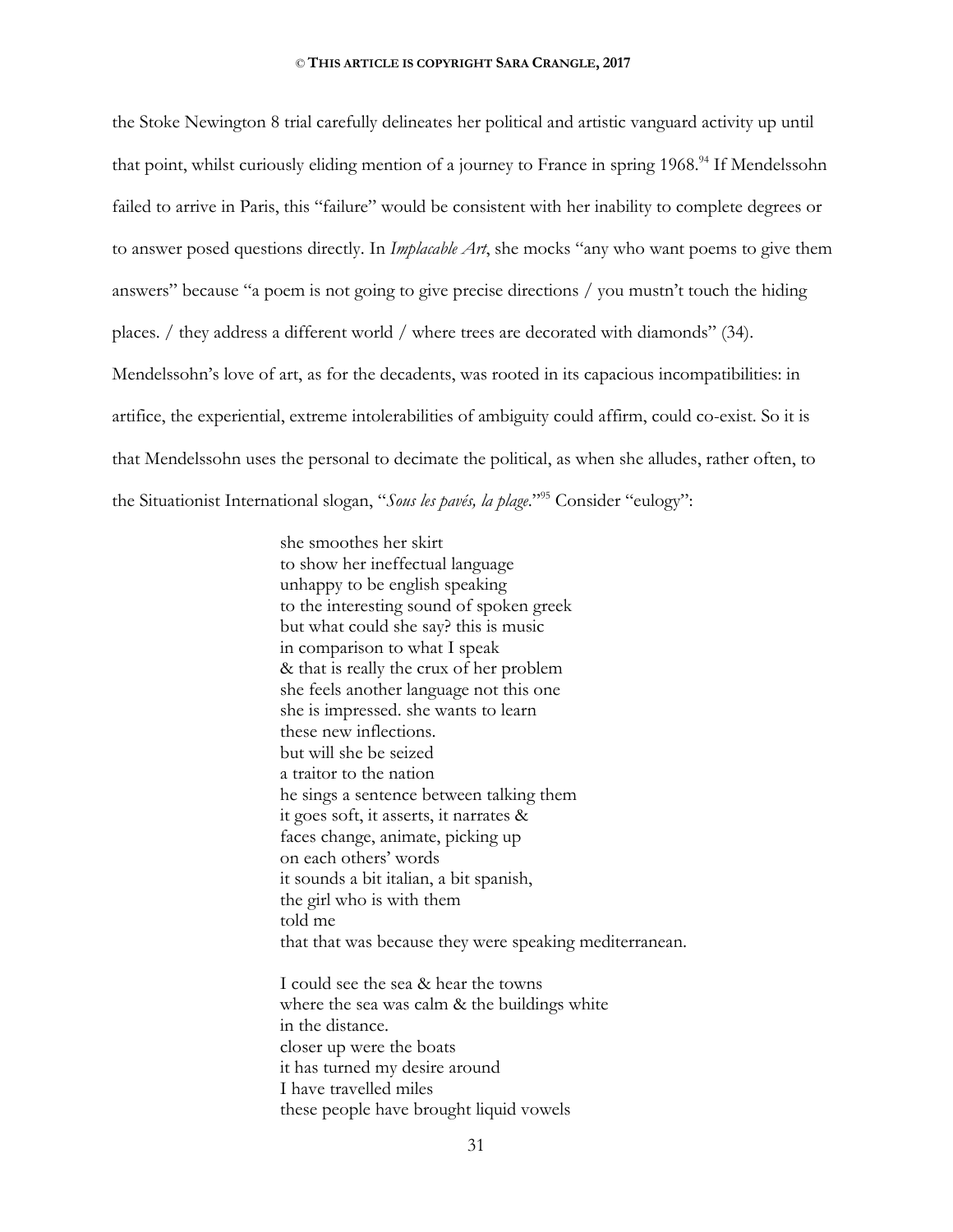the Stoke Newington 8 trial carefully delineates her political and artistic vanguard activity up until that point, whilst curiously eliding mention of a journey to France in spring 1968.[94] If Mendelssohn failed to arrive in Paris, this "failure" would be consistent with her inability to complete degrees or to answer posed questions directly. In *Implacable Art*, she mocks "any who want poems to give them answers" because "a poem is not going to give precise directions / you mustn't touch the hiding places. / they address a different world / where trees are decorated with diamonds" (34). Mendelssohn's love of art, as for the decadents, was rooted in its capacious incompatibilities: in artifice, the experiential, extreme intolerabilities of ambiguity could affirm, could co-exist. So it is that Mendelssohn uses the personal to decimate the political, as when she alludes, rather often, to the Situationist International slogan, "*Sous les pavés, la plage*."[95] Consider "eulogy":

> she smoothes her skirt
> to show her ineffectual language
> unhappy to be english speaking
> to the interesting sound of spoken greek
> but what could she say? this is music
> in comparison to what I speak
> & that is really the crux of her problem
> she feels another language not this one
> she is impressed. she wants to learn
> these new inflections.
> but will she be seized
> a traitor to the nation
> he sings a sentence between talking them
> it goes soft, it asserts, it narrates &
> faces change, animate, picking up
> on each others' words
> it sounds a bit italian, a bit spanish,
> the girl who is with them
> told me
> that that was because they were speaking mediterranean.
>
> I could see the sea & hear the towns
> where the sea was calm & the buildings white
> in the distance.
> closer up were the boats
> it has turned my desire around
> I have travelled miles
> these people have brought liquid vowels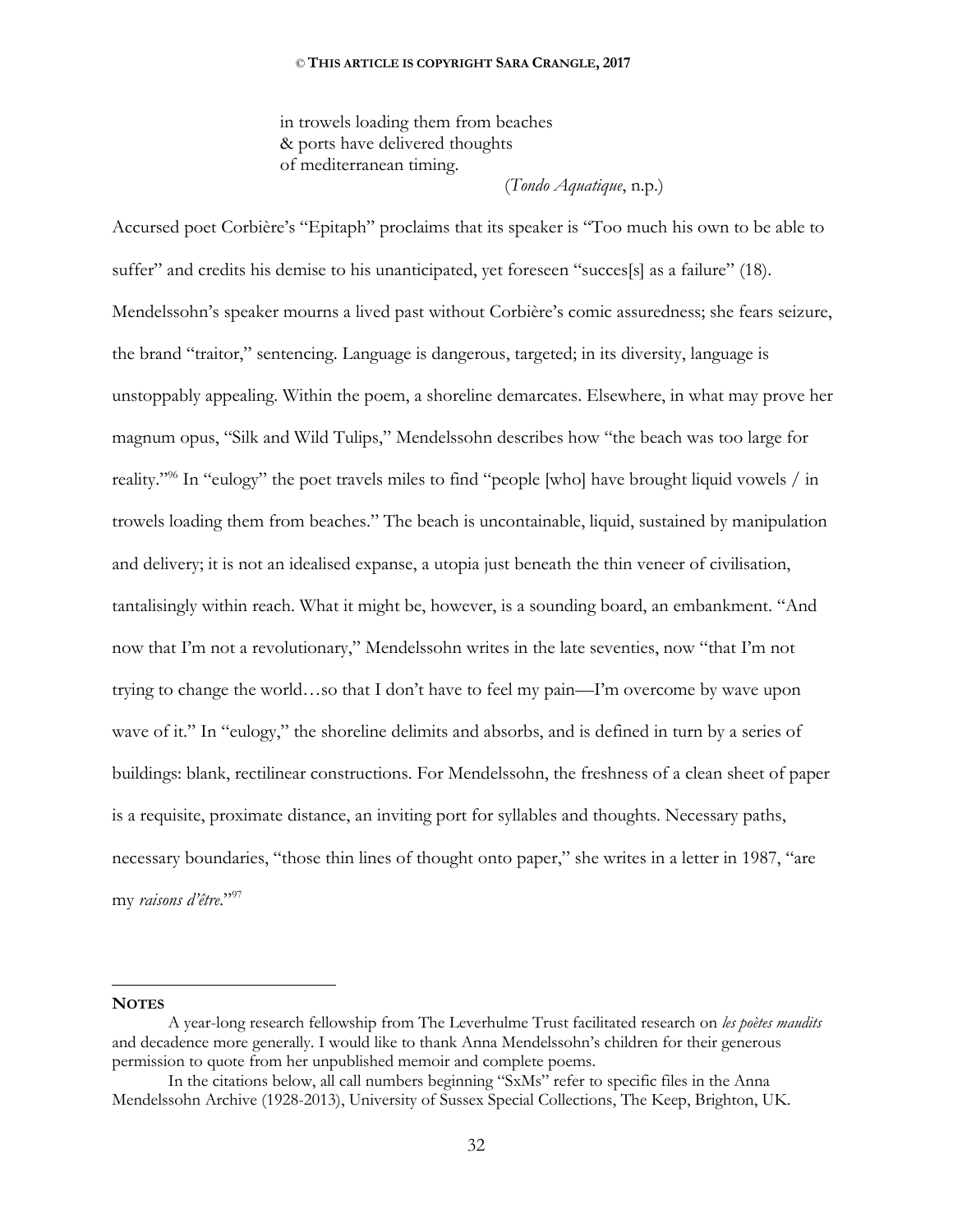in trowels loading them from beaches  
& ports have delivered thoughts  
of mediterranean timing.

(*Tondo Aquatique*, n.p.)

Accursed poet Corbière's "Epitaph" proclaims that its speaker is "Too much his own to be able to suffer" and credits his demise to his unanticipated, yet foreseen "succes[s] as a failure" (18). Mendelssohn's speaker mourns a lived past without Corbière's comic assuredness; she fears seizure, the brand "traitor," sentencing. Language is dangerous, targeted; in its diversity, language is unstoppably appealing. Within the poem, a shoreline demarcates. Elsewhere, in what may prove her magnum opus, "Silk and Wild Tulips," Mendelssohn describes how "the beach was too large for reality."[96] In "eulogy" the poet travels miles to find "people [who] have brought liquid vowels / in trowels loading them from beaches." The beach is uncontainable, liquid, sustained by manipulation and delivery; it is not an idealised expanse, a utopia just beneath the thin veneer of civilisation, tantalisingly within reach. What it might be, however, is a sounding board, an embankment. "And now that I'm not a revolutionary," Mendelssohn writes in the late seventies, now "that I'm not trying to change the world…so that I don't have to feel my pain—I'm overcome by wave upon wave of it." In "eulogy," the shoreline delimits and absorbs, and is defined in turn by a series of buildings: blank, rectilinear constructions. For Mendelssohn, the freshness of a clean sheet of paper is a requisite, proximate distance, an inviting port for syllables and thoughts. Necessary paths, necessary boundaries, "those thin lines of thought onto paper," she writes in a letter in 1987, "are my *raisons d'être*."[97]

---

**NOTES**

A year-long research fellowship from The Leverhulme Trust facilitated research on *les poètes maudits* and decadence more generally. I would like to thank Anna Mendelssohn's children for their generous permission to quote from her unpublished memoir and complete poems.

In the citations below, all call numbers beginning "SxMs" refer to specific files in the Anna Mendelssohn Archive (1928-2013), University of Sussex Special Collections, The Keep, Brighton, UK.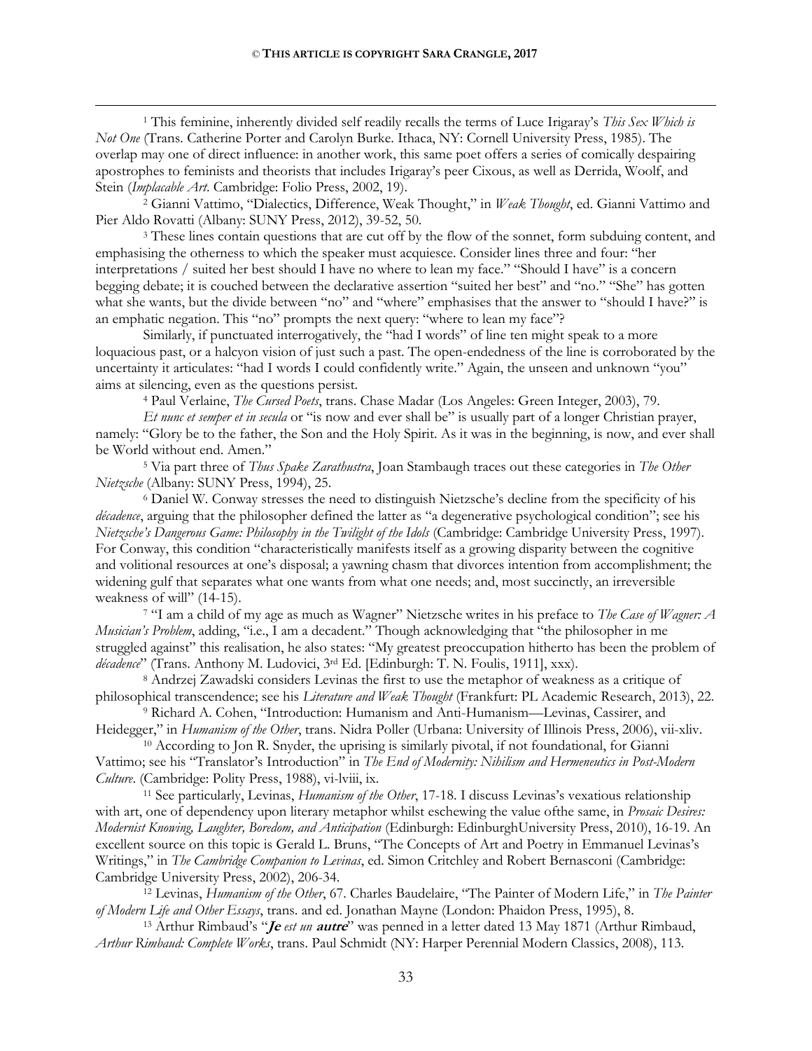[1] This feminine, inherently divided self readily recalls the terms of Luce Irigaray's *This Sex Which is Not One* (Trans. Catherine Porter and Carolyn Burke. Ithaca, NY: Cornell University Press, 1985). The overlap may one of direct influence: in another work, this same poet offers a series of comically despairing apostrophes to feminists and theorists that includes Irigaray's peer Cixous, as well as Derrida, Woolf, and Stein (*Implacable Art*. Cambridge: Folio Press, 2002, 19).

[2] Gianni Vattimo, "Dialectics, Difference, Weak Thought," in *Weak Thought*, ed. Gianni Vattimo and Pier Aldo Rovatti (Albany: SUNY Press, 2012), 39-52, 50.

[3] These lines contain questions that are cut off by the flow of the sonnet, form subduing content, and emphasising the otherness to which the speaker must acquiesce. Consider lines three and four: "her interpretations / suited her best should I have no where to lean my face." "Should I have" is a concern begging debate; it is couched between the declarative assertion "suited her best" and "no." "She" has gotten what she wants, but the divide between "no" and "where" emphasises that the answer to "should I have?" is an emphatic negation. This "no" prompts the next query: "where to lean my face"?

Similarly, if punctuated interrogatively, the "had I words" of line ten might speak to a more loquacious past, or a halcyon vision of just such a past. The open-endedness of the line is corroborated by the uncertainty it articulates: "had I words I could confidently write." Again, the unseen and unknown "you" aims at silencing, even as the questions persist.

[4] Paul Verlaine, *The Cursed Poets*, trans. Chase Madar (Los Angeles: Green Integer, 2003), 79.

*Et nunc et semper et in secula* or "is now and ever shall be" is usually part of a longer Christian prayer, namely: "Glory be to the father, the Son and the Holy Spirit. As it was in the beginning, is now, and ever shall be World without end. Amen."

[5] Via part three of *Thus Spake Zarathustra*, Joan Stambaugh traces out these categories in *The Other Nietzsche* (Albany: SUNY Press, 1994), 25.

[6] Daniel W. Conway stresses the need to distinguish Nietzsche's decline from the specificity of his *décadence*, arguing that the philosopher defined the latter as "a degenerative psychological condition"; see his *Nietzsche's Dangerous Game: Philosophy in the Twilight of the Idols* (Cambridge: Cambridge University Press, 1997). For Conway, this condition "characteristically manifests itself as a growing disparity between the cognitive and volitional resources at one's disposal; a yawning chasm that divorces intention from accomplishment; the widening gulf that separates what one wants from what one needs; and, most succinctly, an irreversible weakness of will" (14-15).

[7] "I am a child of my age as much as Wagner" Nietzsche writes in his preface to *The Case of Wagner: A Musician's Problem*, adding, "i.e., I am a decadent." Though acknowledging that "the philosopher in me struggled against" this realisation, he also states: "My greatest preoccupation hitherto has been the problem of *décadence*" (Trans. Anthony M. Ludovici, 3rd Ed. [Edinburgh: T. N. Foulis, 1911], xxx).

[8] Andrzej Zawadski considers Levinas the first to use the metaphor of weakness as a critique of philosophical transcendence; see his *Literature and Weak Thought* (Frankfurt: PL Academic Research, 2013), 22.

[9] Richard A. Cohen, "Introduction: Humanism and Anti-Humanism—Levinas, Cassirer, and Heidegger," in *Humanism of the Other*, trans. Nidra Poller (Urbana: University of Illinois Press, 2006), vii-xliv.

[10] According to Jon R. Snyder, the uprising is similarly pivotal, if not foundational, for Gianni Vattimo; see his "Translator's Introduction" in *The End of Modernity: Nihilism and Hermeneutics in Post-Modern Culture*. (Cambridge: Polity Press, 1988), vi-lviii, ix.

[11] See particularly, Levinas, *Humanism of the Other*, 17-18. I discuss Levinas's vexatious relationship with art, one of dependency upon literary metaphor whilst eschewing the value ofthe same, in *Prosaic Desires: Modernist Knowing, Laughter, Boredom, and Anticipation* (Edinburgh: EdinburghUniversity Press, 2010), 16-19. An excellent source on this topic is Gerald L. Bruns, "The Concepts of Art and Poetry in Emmanuel Levinas's Writings," in *The Cambridge Companion to Levinas*, ed. Simon Critchley and Robert Bernasconi (Cambridge: Cambridge University Press, 2002), 206-34.

[12] Levinas, *Humanism of the Other*, 67. Charles Baudelaire, "The Painter of Modern Life," in *The Painter of Modern Life and Other Essays*, trans. and ed. Jonathan Mayne (London: Phaidon Press, 1995), 8.

[13] Arthur Rimbaud's "***Je** est un **autre***" was penned in a letter dated 13 May 1871 (Arthur Rimbaud, *Arthur Rimbaud: Complete Works*, trans. Paul Schmidt (NY: Harper Perennial Modern Classics, 2008), 113.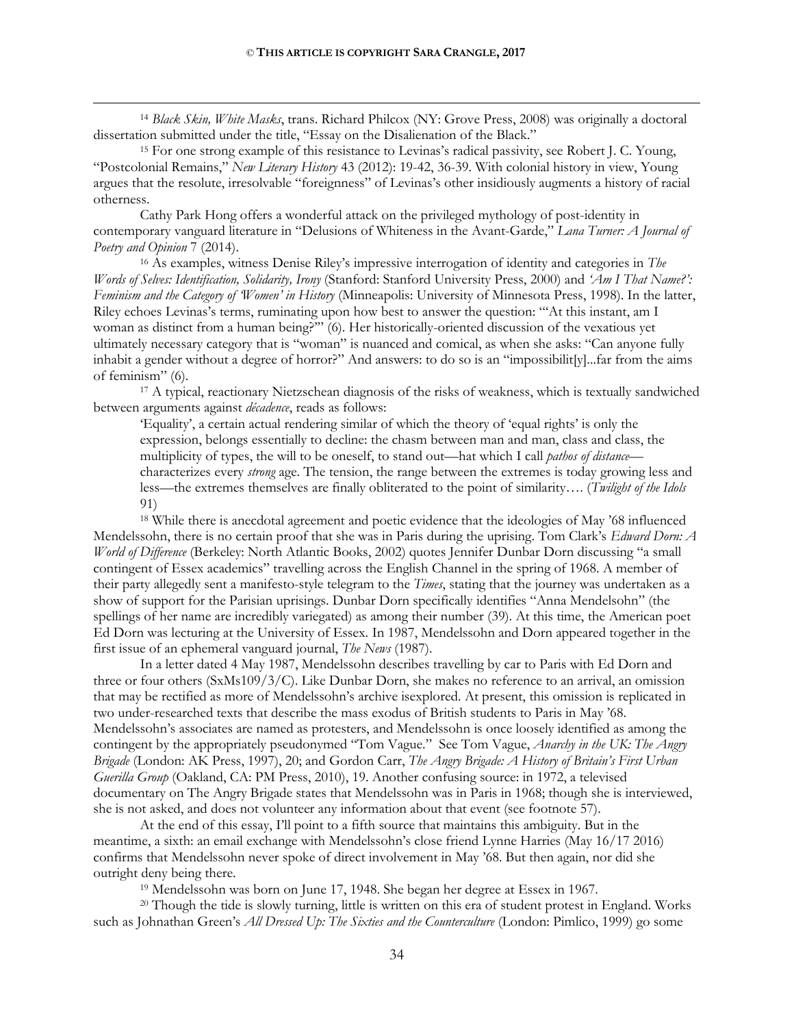[14] *Black Skin, White Masks*, trans. Richard Philcox (NY: Grove Press, 2008) was originally a doctoral dissertation submitted under the title, "Essay on the Disalienation of the Black."

[15] For one strong example of this resistance to Levinas's radical passivity, see Robert J. C. Young, "Postcolonial Remains," *New Literary History* 43 (2012): 19-42, 36-39. With colonial history in view, Young argues that the resolute, irresolvable "foreignness" of Levinas's other insidiously augments a history of racial otherness.

Cathy Park Hong offers a wonderful attack on the privileged mythology of post-identity in contemporary vanguard literature in "Delusions of Whiteness in the Avant-Garde," *Lana Turner: A Journal of Poetry and Opinion* 7 (2014).

[16] As examples, witness Denise Riley's impressive interrogation of identity and categories in *The Words of Selves: Identification, Solidarity, Irony* (Stanford: Stanford University Press, 2000) and *'Am I That Name?': Feminism and the Category of 'Women' in History* (Minneapolis: University of Minnesota Press, 1998). In the latter, Riley echoes Levinas's terms, ruminating upon how best to answer the question: "'At this instant, am I woman as distinct from a human being?'" (6). Her historically-oriented discussion of the vexatious yet ultimately necessary category that is "woman" is nuanced and comical, as when she asks: "Can anyone fully inhabit a gender without a degree of horror?" And answers: to do so is an "impossibilit[y]...far from the aims of feminism" (6).

[17] A typical, reactionary Nietzschean diagnosis of the risks of weakness, which is textually sandwiched between arguments against *décadence*, reads as follows:

> 'Equality', a certain actual rendering similar of which the theory of 'equal rights' is only the expression, belongs essentially to decline: the chasm between man and man, class and class, the multiplicity of types, the will to be oneself, to stand out—hat which I call *pathos of distance*—characterizes every *strong* age. The tension, the range between the extremes is today growing less and less—the extremes themselves are finally obliterated to the point of similarity…. (*Twilight of the Idols* 91)

[18] While there is anecdotal agreement and poetic evidence that the ideologies of May '68 influenced Mendelssohn, there is no certain proof that she was in Paris during the uprising. Tom Clark's *Edward Dorn: A World of Difference* (Berkeley: North Atlantic Books, 2002) quotes Jennifer Dunbar Dorn discussing "a small contingent of Essex academics" travelling across the English Channel in the spring of 1968. A member of their party allegedly sent a manifesto-style telegram to the *Times*, stating that the journey was undertaken as a show of support for the Parisian uprisings. Dunbar Dorn specifically identifies "Anna Mendelsohn" (the spellings of her name are incredibly variegated) as among their number (39). At this time, the American poet Ed Dorn was lecturing at the University of Essex. In 1987, Mendelssohn and Dorn appeared together in the first issue of an ephemeral vanguard journal, *The News* (1987).

In a letter dated 4 May 1987, Mendelssohn describes travelling by car to Paris with Ed Dorn and three or four others (SxMs109/3/C). Like Dunbar Dorn, she makes no reference to an arrival, an omission that may be rectified as more of Mendelssohn's archive isexplored. At present, this omission is replicated in two under-researched texts that describe the mass exodus of British students to Paris in May '68. Mendelssohn's associates are named as protesters, and Mendelssohn is once loosely identified as among the contingent by the appropriately pseudonymed "Tom Vague." See Tom Vague, *Anarchy in the UK: The Angry Brigade* (London: AK Press, 1997), 20; and Gordon Carr, *The Angry Brigade: A History of Britain's First Urban Guerilla Group* (Oakland, CA: PM Press, 2010), 19. Another confusing source: in 1972, a televised documentary on The Angry Brigade states that Mendelssohn was in Paris in 1968; though she is interviewed, she is not asked, and does not volunteer any information about that event (see footnote 57).

At the end of this essay, I'll point to a fifth source that maintains this ambiguity. But in the meantime, a sixth: an email exchange with Mendelssohn's close friend Lynne Harries (May 16/17 2016) confirms that Mendelssohn never spoke of direct involvement in May '68. But then again, nor did she outright deny being there.

[19] Mendelssohn was born on June 17, 1948. She began her degree at Essex in 1967.

[20] Though the tide is slowly turning, little is written on this era of student protest in England. Works such as Johnathan Green's *All Dressed Up: The Sixties and the Counterculture* (London: Pimlico, 1999) go some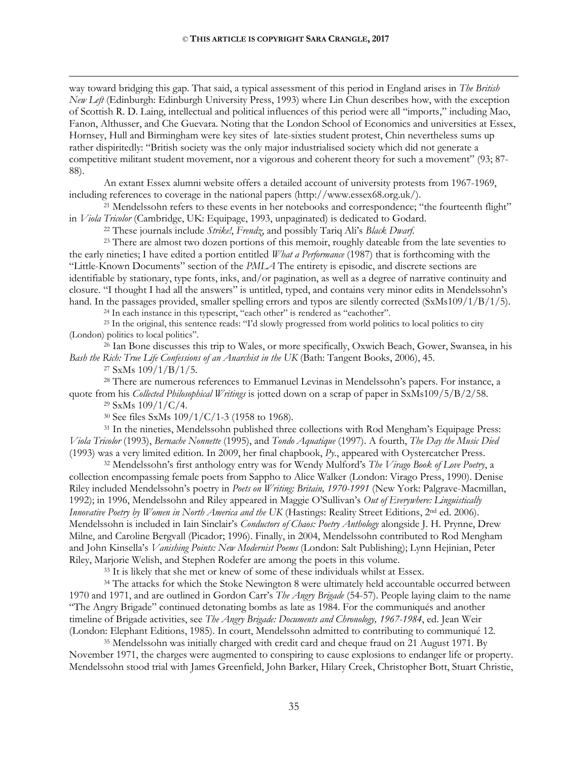way toward bridging this gap. That said, a typical assessment of this period in England arises in *The British New Left* (Edinburgh: Edinburgh University Press, 1993) where Lin Chun describes how, with the exception of Scottish R. D. Laing, intellectual and political influences of this period were all "imports," including Mao, Fanon, Althusser, and Che Guevara. Noting that the London School of Economics and universities at Essex, Hornsey, Hull and Birmingham were key sites of late-sixties student protest, Chin nevertheless sums up rather dispiritedly: "British society was the only major industrialised society which did not generate a competitive militant student movement, nor a vigorous and coherent theory for such a movement" (93; 87-88).

An extant Essex alumni website offers a detailed account of university protests from 1967-1969, including references to coverage in the national papers (http://www.essex68.org.uk/).

[21] Mendelssohn refers to these events in her notebooks and correspondence; "the fourteenth flight" in *Viola Tricolor* (Cambridge, UK: Equipage, 1993, unpaginated) is dedicated to Godard.

[22] These journals include *Strike!*, *Frendz*, and possibly Tariq Ali's *Black Dwarf*.

[23] There are almost two dozen portions of this memoir, roughly dateable from the late seventies to the early nineties; I have edited a portion entitled *What a Performance* (1987) that is forthcoming with the "Little-Known Documents" section of the *PMLA* The entirety is episodic, and discrete sections are identifiable by stationary, type fonts, inks, and/or pagination, as well as a degree of narrative continuity and closure. "I thought I had all the answers" is untitled, typed, and contains very minor edits in Mendelssohn's hand. In the passages provided, smaller spelling errors and typos are silently corrected (SxMs109/1/B/1/5).

[24] In each instance in this typescript, "each other" is rendered as "eachother".

[25] In the original, this sentence reads: "I'd slowly progressed from world politics to local politics to city (London) politics to local politics".

[26] Ian Bone discusses this trip to Wales, or more specifically, Oxwich Beach, Gower, Swansea, in his *Bash the Rich: True Life Confessions of an Anarchist in the UK* (Bath: Tangent Books, 2006), 45.

[27] SxMs 109/1/B/1/5.

[28] There are numerous references to Emmanuel Levinas in Mendelssohn's papers. For instance, a quote from his *Collected Philosophical Writings* is jotted down on a scrap of paper in SxMs109/5/B/2/58.

[29] SxMs 109/1/C/4.

[30] See files SxMs 109/1/C/1-3 (1958 to 1968).

[31] In the nineties, Mendelssohn published three collections with Rod Mengham's Equipage Press: *Viola Tricolor* (1993), *Bernache Nonnette* (1995), and *Tondo Aquatique* (1997). A fourth, *The Day the Music Died* (1993) was a very limited edition. In 2009, her final chapbook, *Py.*, appeared with Oystercatcher Press.

[32] Mendelssohn's first anthology entry was for Wendy Mulford's *The Virago Book of Love Poetry*, a collection encompassing female poets from Sappho to Alice Walker (London: Virago Press, 1990). Denise Riley included Mendelssohn's poetry in *Poets on Writing: Britain, 1970-1991* (New York: Palgrave-Macmillan, 1992); in 1996, Mendelssohn and Riley appeared in Maggie O'Sullivan's *Out of Everywhere: Linguistically Innovative Poetry by Women in North America and the UK* (Hastings: Reality Street Editions, 2nd ed. 2006). Mendelssohn is included in Iain Sinclair's *Conductors of Chaos: Poetry Anthology* alongside J. H. Prynne, Drew Milne, and Caroline Bergvall (Picador; 1996). Finally, in 2004, Mendelssohn contributed to Rod Mengham and John Kinsella's *Vanishing Points: New Modernist Poems* (London: Salt Publishing); Lynn Hejinian, Peter Riley, Marjorie Welish, and Stephen Rodefer are among the poets in this volume.

[33] It is likely that she met or knew of some of these individuals whilst at Essex.

[34] The attacks for which the Stoke Newington 8 were ultimately held accountable occurred between 1970 and 1971, and are outlined in Gordon Carr's *The Angry Brigade* (54-57). People laying claim to the name "The Angry Brigade" continued detonating bombs as late as 1984. For the communiqués and another timeline of Brigade activities, see *The Angry Brigade: Documents and Chronology, 1967-1984*, ed. Jean Weir (London: Elephant Editions, 1985). In court, Mendelssohn admitted to contributing to communiqué 12.

[35] Mendelssohn was initially charged with credit card and cheque fraud on 21 August 1971. By November 1971, the charges were augmented to conspiring to cause explosions to endanger life or property. Mendelssohn stood trial with James Greenfield, John Barker, Hilary Creek, Christopher Bott, Stuart Christie,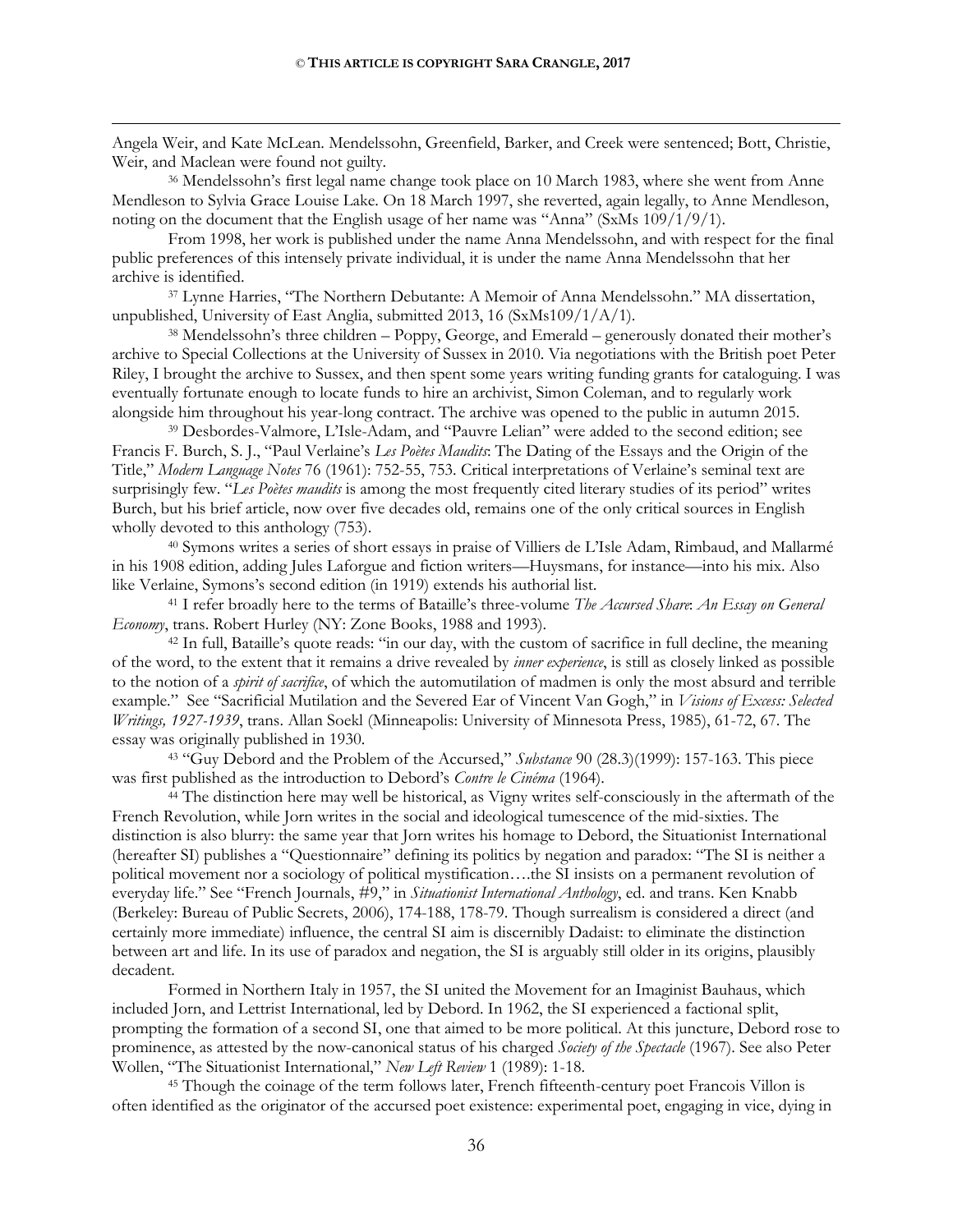Angela Weir, and Kate McLean. Mendelssohn, Greenfield, Barker, and Creek were sentenced; Bott, Christie, Weir, and Maclean were found not guilty.

[36] Mendelssohn's first legal name change took place on 10 March 1983, where she went from Anne Mendleson to Sylvia Grace Louise Lake. On 18 March 1997, she reverted, again legally, to Anne Mendleson, noting on the document that the English usage of her name was "Anna" (SxMs 109/1/9/1).

From 1998, her work is published under the name Anna Mendelssohn, and with respect for the final public preferences of this intensely private individual, it is under the name Anna Mendelssohn that her archive is identified.

[37] Lynne Harries, "The Northern Debutante: A Memoir of Anna Mendelssohn." MA dissertation, unpublished, University of East Anglia, submitted 2013, 16 (SxMs109/1/A/1).

[38] Mendelssohn's three children – Poppy, George, and Emerald – generously donated their mother's archive to Special Collections at the University of Sussex in 2010. Via negotiations with the British poet Peter Riley, I brought the archive to Sussex, and then spent some years writing funding grants for cataloguing. I was eventually fortunate enough to locate funds to hire an archivist, Simon Coleman, and to regularly work alongside him throughout his year-long contract. The archive was opened to the public in autumn 2015.

[39] Desbordes-Valmore, L'Isle-Adam, and "Pauvre Lelian" were added to the second edition; see Francis F. Burch, S. J., "Paul Verlaine's *Les Poètes Maudits*: The Dating of the Essays and the Origin of the Title," *Modern Language Notes* 76 (1961): 752-55, 753. Critical interpretations of Verlaine's seminal text are surprisingly few. "*Les Poètes maudits* is among the most frequently cited literary studies of its period" writes Burch, but his brief article, now over five decades old, remains one of the only critical sources in English wholly devoted to this anthology (753).

[40] Symons writes a series of short essays in praise of Villiers de L'Isle Adam, Rimbaud, and Mallarmé in his 1908 edition, adding Jules Laforgue and fiction writers—Huysmans, for instance—into his mix. Also like Verlaine, Symons's second edition (in 1919) extends his authorial list.

[41] I refer broadly here to the terms of Bataille's three-volume *The Accursed Share*: *An Essay on General Economy*, trans. Robert Hurley (NY: Zone Books, 1988 and 1993).

[42] In full, Bataille's quote reads: "in our day, with the custom of sacrifice in full decline, the meaning of the word, to the extent that it remains a drive revealed by *inner experience*, is still as closely linked as possible to the notion of a *spirit of sacrifice*, of which the automutilation of madmen is only the most absurd and terrible example." See "Sacrificial Mutilation and the Severed Ear of Vincent Van Gogh," in *Visions of Excess: Selected Writings, 1927-1939*, trans. Allan Soekl (Minneapolis: University of Minnesota Press, 1985), 61-72, 67. The essay was originally published in 1930.

[43] "Guy Debord and the Problem of the Accursed," *Substance* 90 (28.3)(1999): 157-163. This piece was first published as the introduction to Debord's *Contre le Cinéma* (1964).

[44] The distinction here may well be historical, as Vigny writes self-consciously in the aftermath of the French Revolution, while Jorn writes in the social and ideological tumescence of the mid-sixties. The distinction is also blurry: the same year that Jorn writes his homage to Debord, the Situationist International (hereafter SI) publishes a "Questionnaire" defining its politics by negation and paradox: "The SI is neither a political movement nor a sociology of political mystification….the SI insists on a permanent revolution of everyday life." See "French Journals, #9," in *Situationist International Anthology*, ed. and trans. Ken Knabb (Berkeley: Bureau of Public Secrets, 2006), 174-188, 178-79. Though surrealism is considered a direct (and certainly more immediate) influence, the central SI aim is discernibly Dadaist: to eliminate the distinction between art and life. In its use of paradox and negation, the SI is arguably still older in its origins, plausibly decadent.

Formed in Northern Italy in 1957, the SI united the Movement for an Imaginist Bauhaus, which included Jorn, and Lettrist International, led by Debord. In 1962, the SI experienced a factional split, prompting the formation of a second SI, one that aimed to be more political. At this juncture, Debord rose to prominence, as attested by the now-canonical status of his charged *Society of the Spectacle* (1967). See also Peter Wollen, "The Situationist International," *New Left Review* 1 (1989): 1-18.

[45] Though the coinage of the term follows later, French fifteenth-century poet Francois Villon is often identified as the originator of the accursed poet existence: experimental poet, engaging in vice, dying in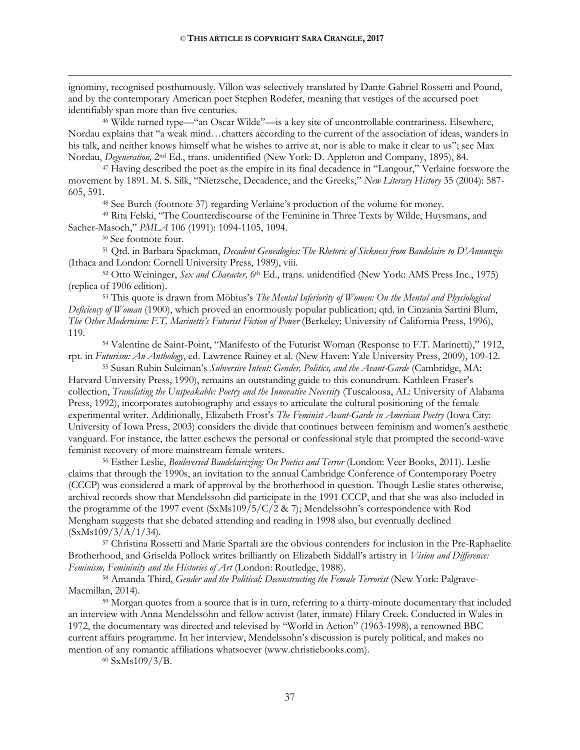ignominy, recognised posthumously. Villon was selectively translated by Dante Gabriel Rossetti and Pound, and by the contemporary American poet Stephen Rodefer, meaning that vestiges of the accursed poet identifiably span more than five centuries.

[46] Wilde turned type—"an Oscar Wilde"—is a key site of uncontrollable contrariness. Elsewhere, Nordau explains that "a weak mind…chatters according to the current of the association of ideas, wanders in his talk, and neither knows himself what he wishes to arrive at, nor is able to make it clear to us"; see Max Nordau, *Degeneration,* 2nd Ed., trans. unidentified (New York: D. Appleton and Company, 1895), 84.

[47] Having described the poet as the empire in its final decadence in "Langour," Verlaine forswore the movement by 1891. M. S. Silk, "Nietzsche, Decadence, and the Greeks," *New Literary History* 35 (2004): 587-605, 591.

[48] See Burch (footnote 37) regarding Verlaine's production of the volume for money.

[49] Rita Felski, "The Counterdiscourse of the Feminine in Three Texts by Wilde, Huysmans, and Sacher-Masoch," *PMLA* 106 (1991): 1094-1105, 1094.

[50] See footnote four.

[51] Qtd. in Barbara Spackman, *Decadent Genealogies: The Rhetoric of Sickness from Baudelaire to D'Annunzio* (Ithaca and London: Cornell University Press, 1989), viii.

[52] Otto Weininger, *Sex and Character,* 6th Ed., trans. unidentified (New York: AMS Press Inc., 1975) (replica of 1906 edition).

[53] This quote is drawn from Möbius's *The Mental Inferiority of Women: On the Mental and Physiological Deficiency of Woman* (1900), which proved an enormously popular publication; qtd. in Cinzania Sartini Blum, *The Other Modernism: F.T. Marinetti's Futurist Fiction of Power* (Berkeley: University of California Press, 1996), 119.

[54] Valentine de Saint-Point, "Manifesto of the Futurist Woman (Response to F.T. Marinetti)," 1912, rpt. in *Futurism: An Anthology*, ed. Lawrence Rainey et al. (New Haven: Yale University Press, 2009), 109-12.

[55] Susan Rubin Suleiman's *Subversive Intent: Gender, Politics, and the Avant-Garde* (Cambridge, MA: Harvard University Press, 1990), remains an outstanding guide to this conundrum. Kathleen Fraser's collection, *Translating the Unspeakable: Poetry and the Innovative Necessity* (Tuscaloosa, AL: University of Alabama Press, 1992), incorporates autobiography and essays to articulate the cultural positioning of the female experimental writer. Additionally, Elizabeth Frost's *The Feminist Avant-Garde in American Poetry* (Iowa City: University of Iowa Press, 2003) considers the divide that continues between feminism and women's aesthetic vanguard. For instance, the latter eschews the personal or confessional style that prompted the second-wave feminist recovery of more mainstream female writers.

[56] Esther Leslie, *Bouleversed Baudelairizing: On Poetics and Terror* (London: Veer Books, 2011). Leslie claims that through the 1990s, an invitation to the annual Cambridge Conference of Contemporary Poetry (CCCP) was considered a mark of approval by the brotherhood in question. Though Leslie states otherwise, archival records show that Mendelssohn did participate in the 1991 CCCP, and that she was also included in the programme of the 1997 event (SxMs109/5/C/2 & 7); Mendelssohn's correspondence with Rod Mengham suggests that she debated attending and reading in 1998 also, but eventually declined (SxMs109/3/A/1/34).

[57] Christina Rossetti and Marie Spartali are the obvious contenders for inclusion in the Pre-Raphaelite Brotherhood, and Griselda Pollock writes brilliantly on Elizabeth Siddall's artistry in *Vision and Difference: Feminism, Femininity and the Histories of Art* (London: Routledge, 1988).

[58] Amanda Third, *Gender and the Political: Deconstructing the Female Terrorist* (New York: Palgrave-Macmillan, 2014).

[59] Morgan quotes from a source that is in turn, referring to a thirty-minute documentary that included an interview with Anna Mendelssohn and fellow activist (later, inmate) Hilary Creek. Conducted in Wales in 1972, the documentary was directed and televised by "World in Action" (1963-1998), a renowned BBC current affairs programme. In her interview, Mendelssohn's discussion is purely political, and makes no mention of any romantic affiliations whatsoever (www.christiebooks.com).

[60] SxMs109/3/B.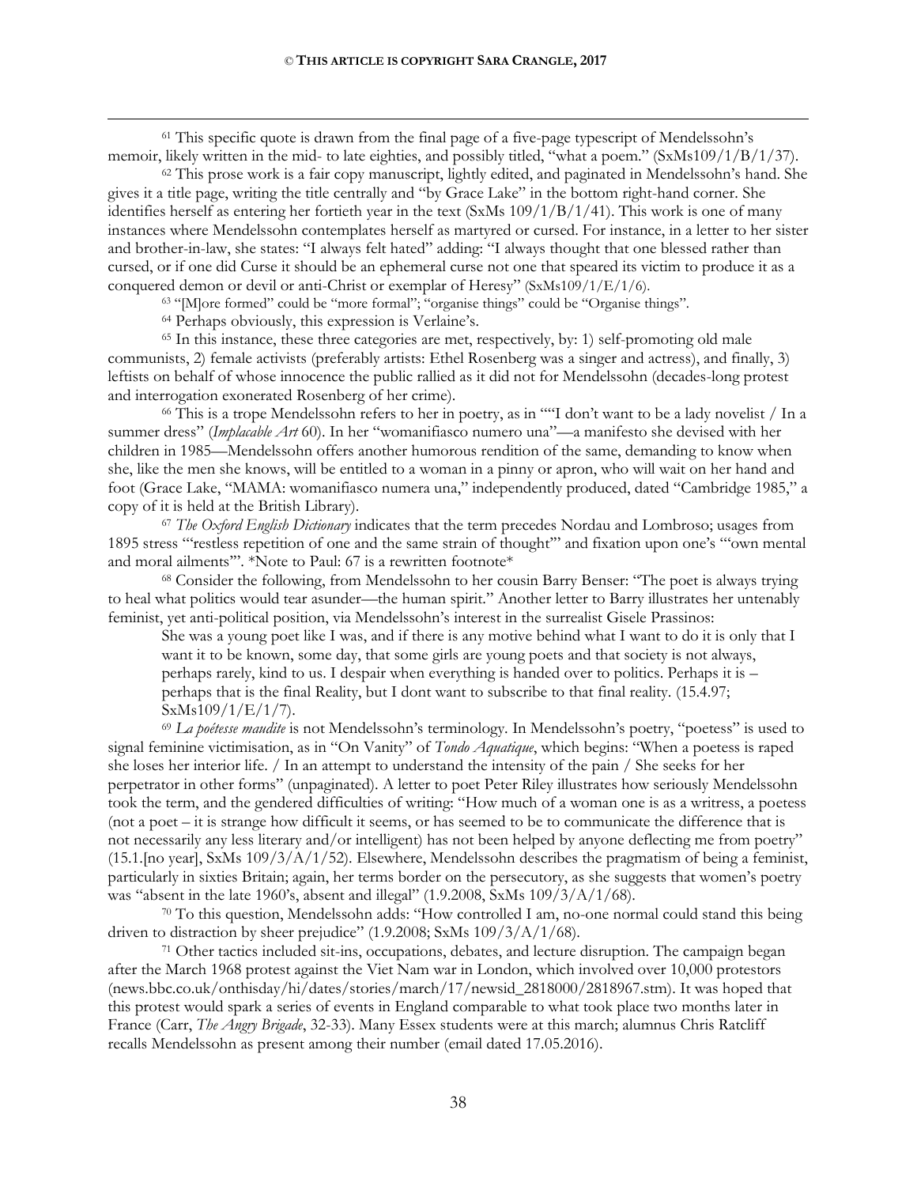[61] This specific quote is drawn from the final page of a five-page typescript of Mendelssohn's memoir, likely written in the mid- to late eighties, and possibly titled, "what a poem." (SxMs109/1/B/1/37).

[62] This prose work is a fair copy manuscript, lightly edited, and paginated in Mendelssohn's hand. She gives it a title page, writing the title centrally and "by Grace Lake" in the bottom right-hand corner. She identifies herself as entering her fortieth year in the text (SxMs 109/1/B/1/41). This work is one of many instances where Mendelssohn contemplates herself as martyred or cursed. For instance, in a letter to her sister and brother-in-law, she states: "I always felt hated" adding: "I always thought that one blessed rather than cursed, or if one did Curse it should be an ephemeral curse not one that speared its victim to produce it as a conquered demon or devil or anti-Christ or exemplar of Heresy" (SxMs109/1/E/1/6).

[63] "[M]ore formed" could be "more formal"; "organise things" could be "Organise things".

[64] Perhaps obviously, this expression is Verlaine's.

[65] In this instance, these three categories are met, respectively, by: 1) self-promoting old male communists, 2) female activists (preferably artists: Ethel Rosenberg was a singer and actress), and finally, 3) leftists on behalf of whose innocence the public rallied as it did not for Mendelssohn (decades-long protest and interrogation exonerated Rosenberg of her crime).

[66] This is a trope Mendelssohn refers to her in poetry, as in ""I don't want to be a lady novelist / In a summer dress" (*Implacable Art* 60). In her "womanifiasco numero una"—a manifesto she devised with her children in 1985—Mendelssohn offers another humorous rendition of the same, demanding to know when she, like the men she knows, will be entitled to a woman in a pinny or apron, who will wait on her hand and foot (Grace Lake, "MAMA: womanifiasco numera una," independently produced, dated "Cambridge 1985," a copy of it is held at the British Library).

[67] *The Oxford English Dictionary* indicates that the term precedes Nordau and Lombroso; usages from 1895 stress "'restless repetition of one and the same strain of thought'" and fixation upon one's "'own mental and moral ailments'". *Note to Paul: 67 is a rewritten footnote*

[68] Consider the following, from Mendelssohn to her cousin Barry Benser: "The poet is always trying to heal what politics would tear asunder—the human spirit." Another letter to Barry illustrates her untenably feminist, yet anti-political position, via Mendelssohn's interest in the surrealist Gisele Prassinos:

> She was a young poet like I was, and if there is any motive behind what I want to do it is only that I want it to be known, some day, that some girls are young poets and that society is not always, perhaps rarely, kind to us. I despair when everything is handed over to politics. Perhaps it is – perhaps that is the final Reality, but I dont want to subscribe to that final reality. (15.4.97; SxMs109/1/E/1/7).

[69] *La poétesse maudite* is not Mendelssohn's terminology. In Mendelssohn's poetry, "poetess" is used to signal feminine victimisation, as in "On Vanity" of *Tondo Aquatique*, which begins: "When a poetess is raped she loses her interior life. / In an attempt to understand the intensity of the pain / She seeks for her perpetrator in other forms" (unpaginated). A letter to poet Peter Riley illustrates how seriously Mendelssohn took the term, and the gendered difficulties of writing: "How much of a woman one is as a writress, a poetess (not a poet – it is strange how difficult it seems, or has seemed to be to communicate the difference that is not necessarily any less literary and/or intelligent) has not been helped by anyone deflecting me from poetry" (15.1.[no year], SxMs 109/3/A/1/52). Elsewhere, Mendelssohn describes the pragmatism of being a feminist, particularly in sixties Britain; again, her terms border on the persecutory, as she suggests that women's poetry was "absent in the late 1960's, absent and illegal" (1.9.2008, SxMs 109/3/A/1/68).

[70] To this question, Mendelssohn adds: "How controlled I am, no-one normal could stand this being driven to distraction by sheer prejudice" (1.9.2008; SxMs 109/3/A/1/68).

[71] Other tactics included sit-ins, occupations, debates, and lecture disruption. The campaign began after the March 1968 protest against the Viet Nam war in London, which involved over 10,000 protestors (news.bbc.co.uk/onthisday/hi/dates/stories/march/17/newsid_2818000/2818967.stm). It was hoped that this protest would spark a series of events in England comparable to what took place two months later in France (Carr, *The Angry Brigade*, 32-33). Many Essex students were at this march; alumnus Chris Ratcliff recalls Mendelssohn as present among their number (email dated 17.05.2016).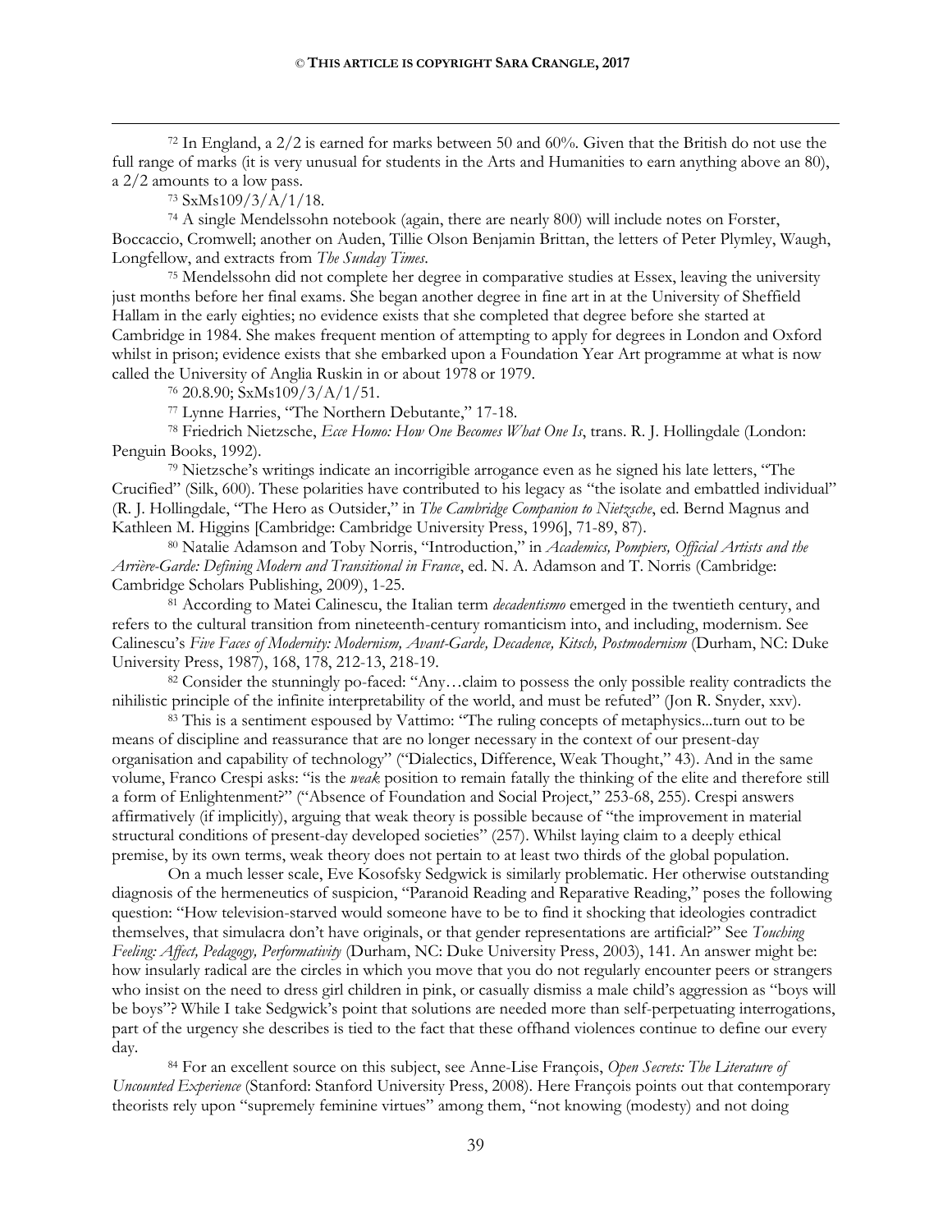[72] In England, a 2/2 is earned for marks between 50 and 60%. Given that the British do not use the full range of marks (it is very unusual for students in the Arts and Humanities to earn anything above an 80), a 2/2 amounts to a low pass.

[73] SxMs109/3/A/1/18.

[74] A single Mendelssohn notebook (again, there are nearly 800) will include notes on Forster, Boccaccio, Cromwell; another on Auden, Tillie Olson Benjamin Brittan, the letters of Peter Plymley, Waugh, Longfellow, and extracts from *The Sunday Times*.

[75] Mendelssohn did not complete her degree in comparative studies at Essex, leaving the university just months before her final exams. She began another degree in fine art in at the University of Sheffield Hallam in the early eighties; no evidence exists that she completed that degree before she started at Cambridge in 1984. She makes frequent mention of attempting to apply for degrees in London and Oxford whilst in prison; evidence exists that she embarked upon a Foundation Year Art programme at what is now called the University of Anglia Ruskin in or about 1978 or 1979.

[76] 20.8.90; SxMs109/3/A/1/51.

[77] Lynne Harries, "The Northern Debutante," 17-18.

[78] Friedrich Nietzsche, *Ecce Homo: How One Becomes What One Is*, trans. R. J. Hollingdale (London: Penguin Books, 1992).

[79] Nietzsche's writings indicate an incorrigible arrogance even as he signed his late letters, "The Crucified" (Silk, 600). These polarities have contributed to his legacy as "the isolate and embattled individual" (R. J. Hollingdale, "The Hero as Outsider," in *The Cambridge Companion to Nietzsche*, ed. Bernd Magnus and Kathleen M. Higgins [Cambridge: Cambridge University Press, 1996], 71-89, 87).

[80] Natalie Adamson and Toby Norris, "Introduction," in *Academics, Pompiers, Official Artists and the Arrière-Garde: Defining Modern and Transitional in France*, ed. N. A. Adamson and T. Norris (Cambridge: Cambridge Scholars Publishing, 2009), 1-25.

[81] According to Matei Calinescu, the Italian term *decadentismo* emerged in the twentieth century, and refers to the cultural transition from nineteenth-century romanticism into, and including, modernism. See Calinescu's *Five Faces of Modernity: Modernism, Avant-Garde, Decadence, Kitsch, Postmodernism* (Durham, NC: Duke University Press, 1987), 168, 178, 212-13, 218-19.

[82] Consider the stunningly po-faced: "Any…claim to possess the only possible reality contradicts the nihilistic principle of the infinite interpretability of the world, and must be refuted" (Jon R. Snyder, xxv).

[83] This is a sentiment espoused by Vattimo: "The ruling concepts of metaphysics...turn out to be means of discipline and reassurance that are no longer necessary in the context of our present-day organisation and capability of technology" ("Dialectics, Difference, Weak Thought," 43). And in the same volume, Franco Crespi asks: "is the *weak* position to remain fatally the thinking of the elite and therefore still a form of Enlightenment?" ("Absence of Foundation and Social Project," 253-68, 255). Crespi answers affirmatively (if implicitly), arguing that weak theory is possible because of "the improvement in material structural conditions of present-day developed societies" (257). Whilst laying claim to a deeply ethical premise, by its own terms, weak theory does not pertain to at least two thirds of the global population.

On a much lesser scale, Eve Kosofsky Sedgwick is similarly problematic. Her otherwise outstanding diagnosis of the hermeneutics of suspicion, "Paranoid Reading and Reparative Reading," poses the following question: "How television-starved would someone have to be to find it shocking that ideologies contradict themselves, that simulacra don't have originals, or that gender representations are artificial?" See *Touching Feeling: Affect, Pedagogy, Performativity* (Durham, NC: Duke University Press, 2003), 141. An answer might be: how insularly radical are the circles in which you move that you do not regularly encounter peers or strangers who insist on the need to dress girl children in pink, or casually dismiss a male child's aggression as "boys will be boys"? While I take Sedgwick's point that solutions are needed more than self-perpetuating interrogations, part of the urgency she describes is tied to the fact that these offhand violences continue to define our every day.

[84] For an excellent source on this subject, see Anne-Lise François, *Open Secrets: The Literature of Uncounted Experience* (Stanford: Stanford University Press, 2008). Here François points out that contemporary theorists rely upon "supremely feminine virtues" among them, "not knowing (modesty) and not doing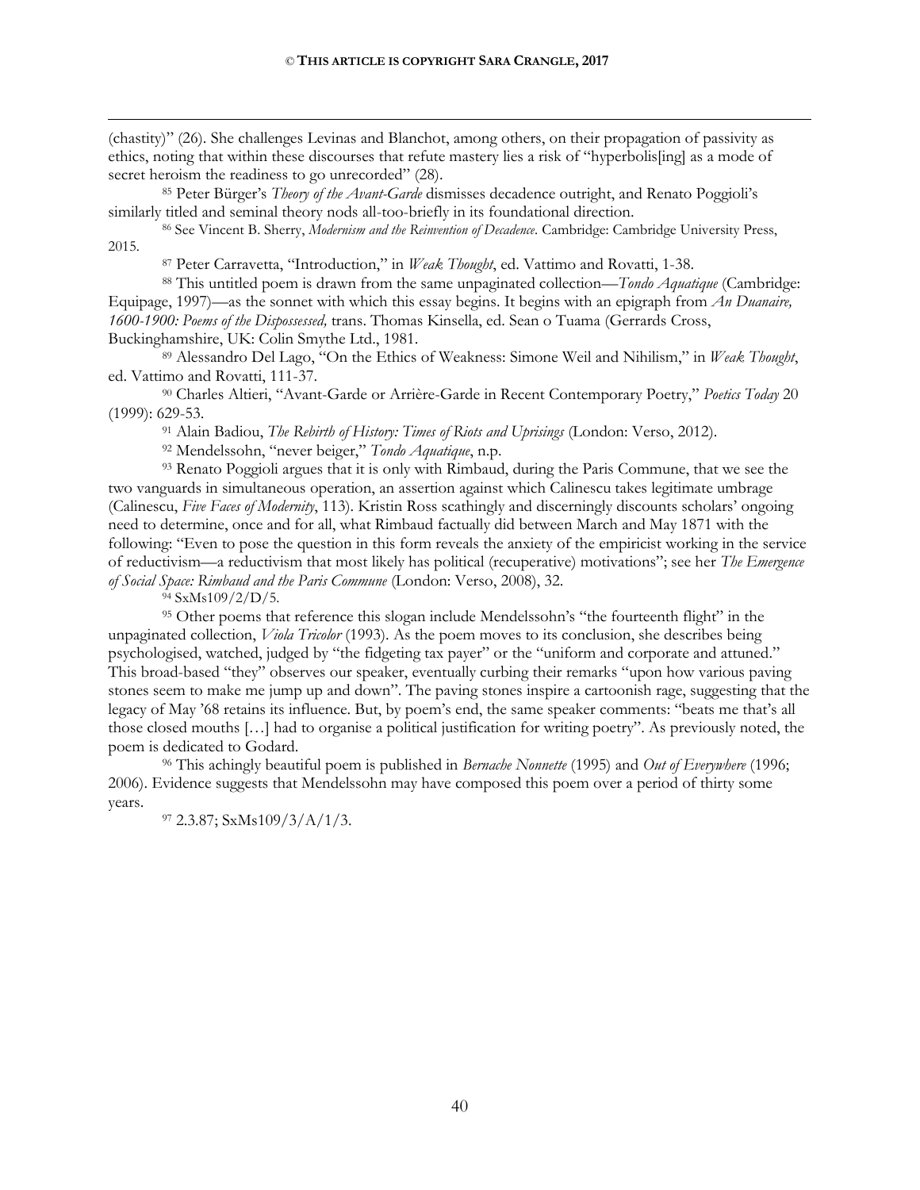(chastity)" (26). She challenges Levinas and Blanchot, among others, on their propagation of passivity as ethics, noting that within these discourses that refute mastery lies a risk of "hyperbolis[ing] as a mode of secret heroism the readiness to go unrecorded" (28).

[85] Peter Bürger's *Theory of the Avant-Garde* dismisses decadence outright, and Renato Poggioli's similarly titled and seminal theory nods all-too-briefly in its foundational direction.

[86] See Vincent B. Sherry, *Modernism and the Reinvention of Decadence*. Cambridge: Cambridge University Press, 2015.

[87] Peter Carravetta, "Introduction," in *Weak Thought*, ed. Vattimo and Rovatti, 1-38.

[88] This untitled poem is drawn from the same unpaginated collection—*Tondo Aquatique* (Cambridge: Equipage, 1997)—as the sonnet with which this essay begins. It begins with an epigraph from *An Duanaire, 1600-1900: Poems of the Dispossessed,* trans. Thomas Kinsella, ed. Sean o Tuama (Gerrards Cross, Buckinghamshire, UK: Colin Smythe Ltd., 1981.

[89] Alessandro Del Lago, "On the Ethics of Weakness: Simone Weil and Nihilism," in *Weak Thought*, ed. Vattimo and Rovatti, 111-37.

[90] Charles Altieri, "Avant-Garde or Arrière-Garde in Recent Contemporary Poetry," *Poetics Today* 20 (1999): 629-53.

[91] Alain Badiou, *The Rebirth of History: Times of Riots and Uprisings* (London: Verso, 2012).

[92] Mendelssohn, "never beiger," *Tondo Aquatique*, n.p.

[93] Renato Poggioli argues that it is only with Rimbaud, during the Paris Commune, that we see the two vanguards in simultaneous operation, an assertion against which Calinescu takes legitimate umbrage (Calinescu, *Five Faces of Modernity*, 113). Kristin Ross scathingly and discerningly discounts scholars' ongoing need to determine, once and for all, what Rimbaud factually did between March and May 1871 with the following: "Even to pose the question in this form reveals the anxiety of the empiricist working in the service of reductivism—a reductivism that most likely has political (recuperative) motivations"; see her *The Emergence of Social Space: Rimbaud and the Paris Commune* (London: Verso, 2008), 32.

[94] SxMs109/2/D/5.

[95] Other poems that reference this slogan include Mendelssohn's "the fourteenth flight" in the unpaginated collection, *Viola Tricolor* (1993). As the poem moves to its conclusion, she describes being psychologised, watched, judged by "the fidgeting tax payer" or the "uniform and corporate and attuned." This broad-based "they" observes our speaker, eventually curbing their remarks "upon how various paving stones seem to make me jump up and down". The paving stones inspire a cartoonish rage, suggesting that the legacy of May '68 retains its influence. But, by poem's end, the same speaker comments: "beats me that's all those closed mouths […] had to organise a political justification for writing poetry". As previously noted, the poem is dedicated to Godard.

[96] This achingly beautiful poem is published in *Bernache Nonnette* (1995) and *Out of Everywhere* (1996; 2006). Evidence suggests that Mendelssohn may have composed this poem over a period of thirty some years.

[97] 2.3.87; SxMs109/3/A/1/3.